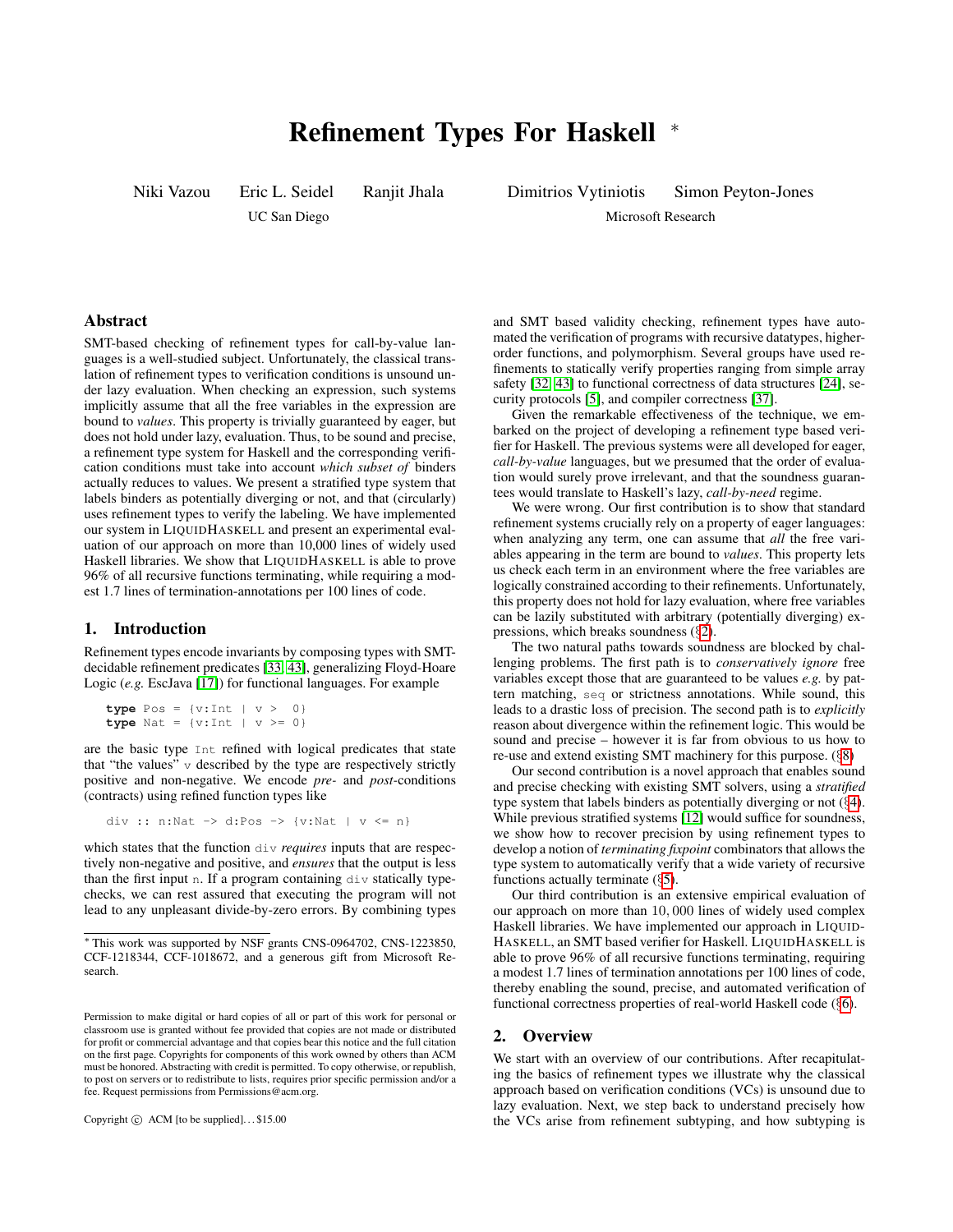# Refinement Types For Haskell *

Niki Vazou Eric L. Seidel Ranjit Jhala
UC San Diego

Dimitrios Vytiniotis Simon Peyton-Jones
Microsoft Research

## Abstract

SMT-based checking of refinement types for call-by-value languages is a well-studied subject. Unfortunately, the classical translation of refinement types to verification conditions is unsound under lazy evaluation. When checking an expression, such systems implicitly assume that all the free variables in the expression are bound to *values*. This property is trivially guaranteed by eager, but does not hold under lazy, evaluation. Thus, to be sound and precise, a refinement type system for Haskell and the corresponding verification conditions must take into account *which subset of* binders actually reduces to values. We present a stratified type system that labels binders as potentially diverging or not, and that (circularly) uses refinement types to verify the labeling. We have implemented our system in LIQUIDHASKELL and present an experimental evaluation of our approach on more than 10,000 lines of widely used Haskell libraries. We show that LIQUIDHASKELL is able to prove 96% of all recursive functions terminating, while requiring a modest 1.7 lines of termination-annotations per 100 lines of code.

## 1. Introduction

Refinement types encode invariants by composing types with SMT-decidable refinement predicates [33, 43], generalizing Floyd-Hoare Logic (*e.g.* EscJava [17]) for functional languages. For example

```
type Pos = {v:Int | v >  0}
type Nat = {v:Int | v >= 0}
```

are the basic type `Int` refined with logical predicates that state that "the values" `v` described by the type are respectively strictly positive and non-negative. We encode *pre-* and *post*-conditions (contracts) using refined function types like

```
div :: n:Nat -> d:Pos -> {v:Nat | v <= n}
```

which states that the function `div` *requires* inputs that are respectively non-negative and positive, and *ensures* that the output is less than the first input `n`. If a program containing `div` statically type-checks, we can rest assured that executing the program will not lead to any unpleasant divide-by-zero errors. By combining types and SMT based validity checking, refinement types have automated the verification of programs with recursive datatypes, higher-order functions, and polymorphism. Several groups have used refinements to statically verify properties ranging from simple array safety [32, 43] to functional correctness of data structures [24], security protocols [5], and compiler correctness [37].

Given the remarkable effectiveness of the technique, we embarked on the project of developing a refinement type based verifier for Haskell. The previous systems were all developed for eager, *call-by-value* languages, but we presumed that the order of evaluation would surely prove irrelevant, and that the soundness guarantees would translate to Haskell's lazy, *call-by-need* regime.

We were wrong. Our first contribution is to show that standard refinement systems crucially rely on a property of eager languages: when analyzing any term, one can assume that *all* the free variables appearing in the term are bound to *values*. This property lets us check each term in an environment where the free variables are logically constrained according to their refinements. Unfortunately, this property does not hold for lazy evaluation, where free variables can be lazily substituted with arbitrary (potentially diverging) expressions, which breaks soundness (§2).

The two natural paths towards soundness are blocked by challenging problems. The first path is to *conservatively ignore* free variables except those that are guaranteed to be values *e.g.* by pattern matching, `seq` or strictness annotations. While sound, this leads to a drastic loss of precision. The second path is to *explicitly* reason about divergence within the refinement logic. This would be sound and precise – however it is far from obvious to us how to re-use and extend existing SMT machinery for this purpose. (§8)

Our second contribution is a novel approach that enables sound and precise checking with existing SMT solvers, using a *stratified* type system that labels binders as potentially diverging or not (§4). While previous stratified systems [12] would suffice for soundness, we show how to recover precision by using refinement types to develop a notion of *terminating fixpoint* combinators that allows the type system to automatically verify that a wide variety of recursive functions actually terminate (§5).

Our third contribution is an extensive empirical evaluation of our approach on more than 10,000 lines of widely used complex Haskell libraries. We have implemented our approach in LIQUIDHASKELL, an SMT based verifier for Haskell. LIQUIDHASKELL is able to prove 96% of all recursive functions terminating, requiring a modest 1.7 lines of termination annotations per 100 lines of code, thereby enabling the sound, precise, and automated verification of functional correctness properties of real-world Haskell code (§6).

## 2. Overview

We start with an overview of our contributions. After recapitulating the basics of refinement types we illustrate why the classical approach based on verification conditions (VCs) is unsound due to lazy evaluation. Next, we step back to understand precisely how the VCs arise from refinement subtyping, and how subtyping is

* This work was supported by NSF grants CNS-0964702, CNS-1223850, CCF-1218344, CCF-1018672, and a generous gift from Microsoft Research.

Permission to make digital or hard copies of all or part of this work for personal or classroom use is granted without fee provided that copies are not made or distributed for profit or commercial advantage and that copies bear this notice and the full citation on the first page. Copyrights for components of this work owned by others than ACM must be honored. Abstracting with credit is permitted. To copy otherwise, or republish, to post on servers or to redistribute to lists, requires prior specific permission and/or a fee. Request permissions from Permissions@acm.org.

Copyright © ACM [to be supplied]. . . $15.00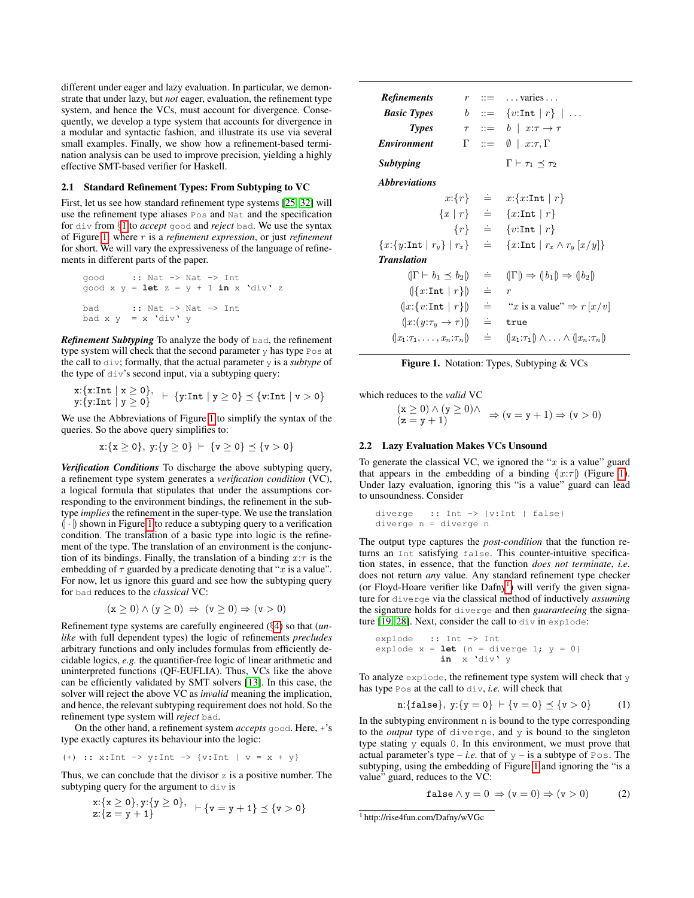different under eager and lazy evaluation. In particular, we demonstrate that under lazy, but *not* eager, evaluation, the refinement type system, and hence the VCs, must account for divergence. Consequently, we develop a type system that accounts for divergence in a modular and syntactic fashion, and illustrate its use via several small examples. Finally, we show how a refinement-based termination analysis can be used to improve precision, yielding a highly effective SMT-based verifier for Haskell.

### 2.1 Standard Refinement Types: From Subtyping to VC

First, let us see how standard refinement type systems [25, 32] will use the refinement type aliases `Pos` and `Nat` and the specification for `div` from §1 to *accept* `good` and *reject* `bad`. We use the syntax of Figure 1, where $r$ is a *refinement expression*, or just *refinement* for short. We will vary the expressiveness of the language of refinements in different parts of the paper.

```
good      :: Nat -> Nat -> Int
good x y = let z = y + 1 in x `div` z

bad       :: Nat -> Nat -> Int
bad x y   = x `div` y
```

***Refinement Subtyping*** To analyze the body of `bad`, the refinement type system will check that the second parameter `y` has type `Pos` at the call to `div`; formally, that the actual parameter `y` is a *subtype* of the type of `div`'s second input, via a subtyping query:

$$\begin{array}{l}\mathtt{x}\text{:}\{\mathtt{x}\text{:}\mathtt{Int} \mid \mathtt{x} \geq 0\},\\ \mathtt{y}\text{:}\{\mathtt{y}\text{:}\mathtt{Int} \mid \mathtt{y} \geq 0\}\end{array} \vdash \{\mathtt{y}\text{:}\mathtt{Int} \mid \mathtt{y} \geq 0\} \preceq \{\mathtt{v}\text{:}\mathtt{Int} \mid \mathtt{v} > 0\}$$

We use the Abbreviations of Figure 1 to simplify the syntax of the queries. So the above query simplifies to:

$$\mathtt{x}\text{:}\{\mathtt{x} \geq 0\},\ \mathtt{y}\text{:}\{\mathtt{y} \geq 0\} \vdash \{\mathtt{v} \geq 0\} \preceq \{\mathtt{v} > 0\}$$

***Verification Conditions*** To discharge the above subtyping query, a refinement type system generates a *verification condition* (VC), a logical formula that stipulates that under the assumptions corresponding to the environment bindings, the refinement in the subtype *implies* the refinement in the super-type. We use the translation $(\!|\cdot|\!)$ shown in Figure 1 to reduce a subtyping query to a verification condition. The translation of a basic type into logic is the refinement of the type. The translation of an environment is the conjunction of its bindings. Finally, the translation of a binding $x{:}\tau$ is the embedding of $\tau$ guarded by a predicate denoting that "$x$ is a value". For now, let us ignore this guard and see how the subtyping query for `bad` reduces to the *classical* VC:

$$(\mathtt{x} \geq 0) \wedge (\mathtt{y} \geq 0) \;\Rightarrow\; (\mathtt{v} \geq 0) \Rightarrow (\mathtt{v} > 0)$$

Refinement type systems are carefully engineered (§4) so that (*unlike* with full dependent types) the logic of refinements *precludes* arbitrary functions and only includes formulas from efficiently decidable logics, *e.g.* the quantifier-free logic of linear arithmetic and uninterpreted functions (QF-EUFLIA). Thus, VCs like the above can be efficiently validated by SMT solvers [13]. In this case, the solver will reject the above VC as *invalid* meaning the implication, and hence, the relevant subtyping requirement does not hold. So the refinement type system will *reject* `bad`.

On the other hand, a refinement system *accepts* `good`. Here, `+`'s type exactly captures its behaviour into the logic:

```
(+) :: x:Int -> y:Int -> {v:Int | v = x + y}
```

Thus, we can conclude that the divisor `z` is a positive number. The subtyping query for the argument to `div` is

$$\begin{array}{l}\mathtt{x}\text{:}\{\mathtt{x} \geq 0\}, \mathtt{y}\text{:}\{\mathtt{y} \geq 0\},\\ \mathtt{z}\text{:}\{\mathtt{z} = \mathtt{y} + 1\}\end{array} \vdash \{\mathtt{v} = \mathtt{y} + 1\} \preceq \{\mathtt{v} > 0\}$$

which reduces to the *valid* VC

$$\begin{array}{l}(\mathtt{x} \geq 0) \wedge (\mathtt{y} \geq 0) \wedge\\ (\mathtt{z} = \mathtt{y} + 1)\end{array} \;\Rightarrow (\mathtt{v} = \mathtt{y} + 1) \Rightarrow (\mathtt{v} > 0)$$

| | | | |
|---|---|---|---|
| ***Refinements*** | $r$ | $::=$ | $\ldots$ varies $\ldots$ |
| ***Basic Types*** | $b$ | $::=$ | $\{v{:}\mathtt{Int} \mid r\} \mid \ldots$ |
| ***Types*** | $\tau$ | $::=$ | $b \mid x{:}\tau \rightarrow \tau$ |
| ***Environment*** | $\Gamma$ | $::=$ | $\emptyset \mid x{:}\tau, \Gamma$ |
| ***Subtyping*** | | | $\Gamma \vdash \tau_1 \preceq \tau_2$ |

***Abbreviations***

$$\begin{aligned}
x{:}\{r\} &\doteq x{:}\{x{:}\mathtt{Int} \mid r\}\\
\{x \mid r\} &\doteq \{x{:}\mathtt{Int} \mid r\}\\
\{r\} &\doteq \{v{:}\mathtt{Int} \mid r\}\\
\{x{:}\{y{:}\mathtt{Int} \mid r_y\} \mid r_x\} &\doteq \{x{:}\mathtt{Int} \mid r_x \wedge r_y\,[x/y]\}
\end{aligned}$$

***Translation***

$$\begin{aligned}
(\!|\Gamma \vdash b_1 \preceq b_2|\!) &\doteq (\!|\Gamma|\!) \Rightarrow (\!|b_1|\!) \Rightarrow (\!|b_2|\!)\\
(\!|\{x{:}\mathtt{Int} \mid r\}|\!) &\doteq r\\
(\!|x{:}\{v{:}\mathtt{Int} \mid r\}|\!) &\doteq \text{“}x \text{ is a value”} \Rightarrow r\,[x/v]\\
(\!|x{:}(y{:}\tau_y \rightarrow \tau)|\!) &\doteq \mathtt{true}\\
(\!|x_1{:}\tau_1, \ldots, x_n{:}\tau_n|\!) &\doteq (\!|x_1{:}\tau_1|\!) \wedge \ldots \wedge (\!|x_n{:}\tau_n|\!)
\end{aligned}$$

**Figure 1.** Notation: Types, Subtyping & VCs

### 2.2 Lazy Evaluation Makes VCs Unsound

To generate the classical VC, we ignored the "$x$ is a value" guard that appears in the embedding of a binding $(\!|x{:}\tau|\!)$ (Figure 1). Under lazy evaluation, ignoring this "is a value" guard can lead to unsoundness. Consider

```
diverge   :: Int -> {v:Int | false}
diverge n = diverge n
```

The output type captures the *post-condition* that the function returns an `Int` satisfying `false`. This counter-intuitive specification states, in essence, that the function *does not terminate*, *i.e.* does not return *any* value. Any standard refinement type checker (or Floyd-Hoare verifier like Dafny[1]) will verify the given signature for `diverge` via the classical method of inductively *assuming* the signature holds for `diverge` and then *guaranteeing* the signature [19, 28]. Next, consider the call to `div` in `explode`:

```
explode   :: Int -> Int
explode x = let {n = diverge 1; y = 0}
            in  x `div` y
```

To analyze `explode`, the refinement type system will check that `y` has type `Pos` at the call to `div`, *i.e.* will check that

$$\mathtt{n}\text{:}\{\mathtt{false}\},\ \mathtt{y}\text{:}\{\mathtt{y} = 0\} \vdash \{\mathtt{v} = 0\} \preceq \{\mathtt{v} > 0\} \qquad (1)$$

In the subtyping environment `n` is bound to the type corresponding to the *output* type of `diverge`, and `y` is bound to the singleton type stating `y` equals `0`. In this environment, we must prove that actual parameter's type – *i.e.* that of `y` – is a subtype of `Pos`. The subtyping, using the embedding of Figure 1 and ignoring the "is a value" guard, reduces to the VC:

$$\mathtt{false} \wedge \mathtt{y} = 0 \;\Rightarrow (\mathtt{v} = 0) \Rightarrow (\mathtt{v} > 0) \qquad (2)$$

[1] http://rise4fun.com/Dafny/wVGc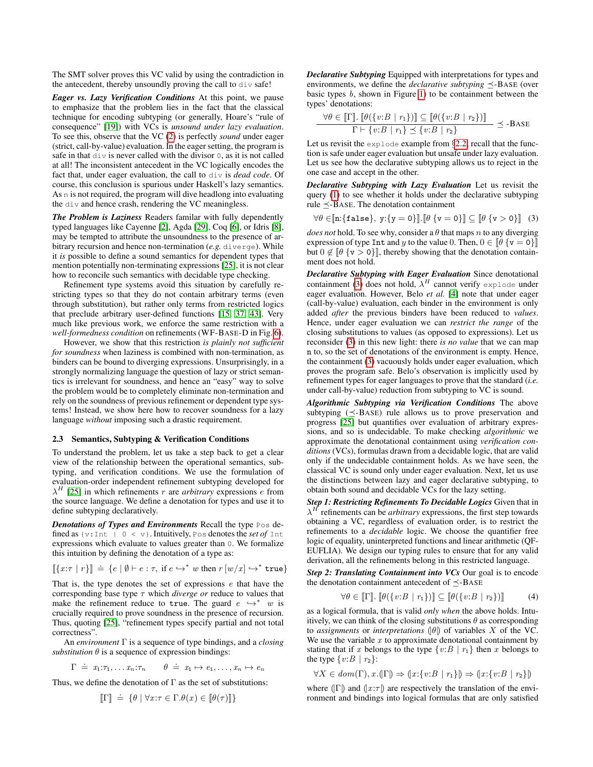The SMT solver proves this VC valid by using the contradiction in the antecedent, thereby unsoundly proving the call to `div` safe!

***Eager vs. Lazy Verification Conditions*** At this point, we pause to emphasize that the problem lies in the fact that the classical technique for encoding subtyping (or generally, Hoare's "rule of consequence" [19]) with VCs is *unsound under lazy evaluation*. To see this, observe that the VC (2) is perfectly *sound* under eager (strict, call-by-value) evaluation. In the eager setting, the program is safe in that `div` is never called with the divisor `0`, as it is not called at all! The inconsistent antecedent in the VC logically encodes the fact that, under eager evaluation, the call to `div` is *dead code*. Of course, this conclusion is spurious under Haskell's lazy semantics. As `n` is not required, the program will dive headlong into evaluating the `div` and hence crash, rendering the VC meaningless.

***The Problem is Laziness*** Readers familar with fully dependently typed languages like Cayenne [2], Agda [29], Coq [6], or Idris [8], may be tempted to attribute the unsoundness to the presence of arbitrary recursion and hence non-termination (*e.g.* `diverge`). While it *is* possible to define a sound semantics for dependent types that mention potentially non-terminating expressions [25], it is not clear how to reconcile such semantics with decidable type checking.

Refinement type systems avoid this situation by carefully restricting types so that they do not contain arbitrary terms (even through substitution), but rather only terms from restricted logics that preclude arbitrary user-defined functions [15, 37, 43]. Very much like previous work, we enforce the same restriction with a *well-formedness condition* on refinements (WF-BASE-D in Fig. 6).

However, we show that this restriction *is plainly not sufficient for soundness* when laziness is combined with non-termination, as binders can be bound to diverging expressions. Unsurprisingly, in a strongly normalizing language the question of lazy or strict semantics is irrelevant for soundness, and hence an "easy" way to solve the problem would be to completely eliminate non-termination and rely on the soundness of previous refinement or dependent type systems! Instead, we show here how to recover soundness for a lazy language *without* imposing such a drastic requirement.

### 2.3 Semantics, Subtyping & Verification Conditions

To understand the problem, let us take a step back to get a clear view of the relationship between the operational semantics, subtyping, and verification conditions. We use the formulation of evaluation-order independent refinement subtyping developed for $\lambda^H$ [25] in which refinements $r$ are *arbitrary* expressions $e$ from the source language. We define a denotation for types and use it to define subtyping declaratively.

***Denotations of Types and Environments*** Recall the type `Pos` defined as `{v:Int | 0 < v}`. Intuitively, `Pos` denotes the *set of* `Int` expressions which evaluate to values greater than `0`. We formalize this intuition by defining the denotation of a type as:

$$[\![\{x{:}\tau \mid r\}]\!] \doteq \{e \mid \emptyset \vdash e : \tau,\ \text{if } e \hookrightarrow^{*} w \text{ then } r\,[w/x] \hookrightarrow^{*} \texttt{true}\}$$

That is, the type denotes the set of expressions $e$ that have the corresponding base type $\tau$ which *diverge or* reduce to values that make the refinement reduce to `true`. The guard $e \hookrightarrow^{*} w$ is crucially required to prove soundness in the presence of recursion. Thus, quoting [25], "refinement types specify partial and not total correctness".

An *environment* $\Gamma$ is a sequence of type bindings, and a *closing substitution* $\theta$ is a sequence of expression bindings:

$$\Gamma \doteq x_1{:}\tau_1, \ldots x_n{:}\tau_n \qquad \theta \doteq x_1 \mapsto e_1, \ldots, x_n \mapsto e_n$$

Thus, we define the denotation of $\Gamma$ as the set of substitutions:

$$[\![\Gamma]\!] \doteq \{\theta \mid \forall x{:}\tau \in \Gamma.\theta(x) \in [\![\theta(\tau)]\!]\}$$

***Declarative Subtyping*** Equipped with interpretations for types and environments, we define the *declarative subtyping* $\preceq$-BASE (over basic types $b$, shown in Figure 1) to be containment between the types' denotations:

$$\frac{\forall \theta \in [\![\Gamma]\!].\ [\![\theta(\{v{:}B \mid r_1\})]\!] \subseteq [\![\theta(\{v{:}B \mid r_2\})]\!]}{\Gamma \vdash \{v{:}B \mid r_1\} \preceq \{v{:}B \mid r_2\}} \ \preceq\text{-BASE}$$

Let us revisit the `explode` example from §2.2, recall that the function is safe under eager evaluation but unsafe under lazy evaluation. Let us see how the declarative subtyping allows us to reject in the one case and accept in the other.

***Declarative Subtyping with Lazy Evaluation*** Let us revisit the query (1) to see whether it holds under the declarative subtyping rule $\preceq$-BASE. The denotation containment

$$\forall \theta \in [\![\texttt{n}{:}\{\texttt{false}\},\ \texttt{y}{:}\{\texttt{y} = \texttt{0}\}]\!].[\![\theta\ \{\texttt{v} = \texttt{0}\}]\!] \subseteq [\![\theta\ \{\texttt{v} > \texttt{0}\}]\!] \quad (3)$$

*does not* hold. To see why, consider a $\theta$ that maps $n$ to any diverging expression of type `Int` and $y$ to the value 0. Then, $0 \in [\![\theta\ \{\texttt{v} = \texttt{0}\}]\!]$ but $0 \notin [\![\theta\ \{\texttt{v} > \texttt{0}\}]\!]$, thereby showing that the denotation containment does not hold.

***Declarative Subtyping with Eager Evaluation*** Since denotational containment (3) does not hold, $\lambda^H$ cannot verify `explode` under eager evaluation. However, Belo *et al.* [4] note that under eager (call-by-value) evaluation, each binder in the environment is only added *after* the previous binders have been reduced to *values*. Hence, under eager evaluation we can *restrict the range* of the closing substitutions to values (as opposed to expressions). Let us reconsider (3) in this new light: there *is no value* that we can map `n` to, so the set of denotations of the environment is empty. Hence, the containment (3) vacuously holds under eager evaluation, which proves the program safe. Belo's observation is implicitly used by refinement types for eager languages to prove that the standard (*i.e.* under call-by-value) reduction from subtyping to VC is sound.

***Algorithmic Subtyping via Verification Conditions*** The above subtyping ($\preceq$-BASE) rule allows us to prove preservation and progress [25] but quantifies over evaluation of arbitrary expressions, and so is undecidable. To make checking *algorithmic* we approximate the denotational containment using *verification conditions* (VCs), formulas drawn from a decidable logic, that are valid only if the undecidable containment holds. As we have seen, the classical VC is sound only under eager evaluation. Next, let us use the distinctions between lazy and eager declarative subtyping, to obtain both sound and decidable VCs for the lazy setting.

***Step 1: Restricting Refinements To Decidable Logics*** Given that in $\lambda^H$ refinements can be *arbitrary* expressions, the first step towards obtaining a VC, regardless of evaluation order, is to restrict the refinements to a *decidable* logic. We choose the quantifier free logic of equality, uninterpreted functions and linear arithmetic (QF-EUFLIA). We design our typing rules to ensure that for any valid derivation, all the refinements belong in this restricted language.

***Step 2: Translating Containment into VCs*** Our goal is to encode the denotation containment antecedent of $\preceq$-BASE

$$\forall \theta \in [\![\Gamma]\!].\ [\![\theta(\{v{:}B \mid r_1\})]\!] \subseteq [\![\theta(\{v{:}B \mid r_2\})]\!] \quad (4)$$

as a logical formula, that is valid *only when* the above holds. Intuitively, we can think of the closing substitutions $\theta$ as corresponding to *assignments* or *interpretations* $(\!|\theta|\!)$ of variables $X$ of the VC. We use the variable $x$ to approximate denotational containment by stating that if $x$ belongs to the type $\{v{:}B \mid r_1\}$ then $x$ belongs to the type $\{v{:}B \mid r_2\}$:

$$\forall X \in dom(\Gamma), x.(\!|\Gamma|\!) \Rightarrow (\!|x{:}\{v{:}B \mid r_1\}|\!) \Rightarrow (\!|x{:}\{v{:}B \mid r_2\}|\!)$$

where $(\!|\Gamma|\!)$ and $(\!|x{:}\tau|\!)$ are respectively the translation of the environment and bindings into logical formulas that are only satisfied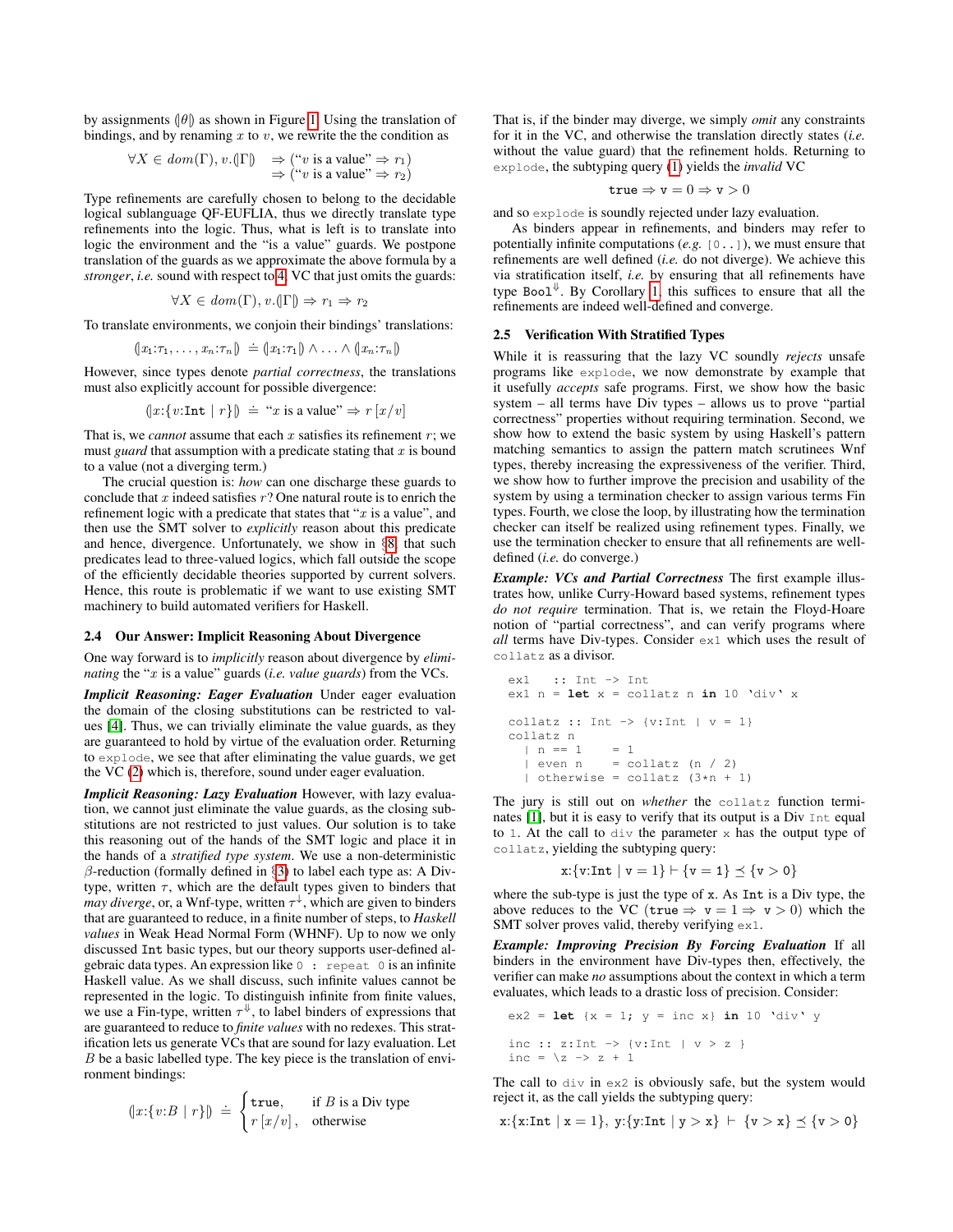by assignments $(\!|\theta|\!)$ as shown in Figure 1. Using the translation of bindings, and by renaming $x$ to $v$, we rewrite the the condition as

$$\forall X \in dom(\Gamma), v.(\!|\Gamma|\!) \Rightarrow (\text{“}v \text{ is a value”} \Rightarrow r_1) \Rightarrow (\text{“}v \text{ is a value”} \Rightarrow r_2)$$

Type refinements are carefully chosen to belong to the decidable logical sublanguage QF-EUFLIA, thus we directly translate type refinements into the logic. Thus, what is left is to translate into logic the environment and the “is a value” guards. We postpone translation of the guards as we approximate the above formula by a *stronger*, *i.e.* sound with respect to 4, VC that just omits the guards:

$$\forall X \in dom(\Gamma), v.(\!|\Gamma|\!) \Rightarrow r_1 \Rightarrow r_2$$

To translate environments, we conjoin their bindings' translations:

$$(\!|x_1{:}\tau_1, \dots, x_n{:}\tau_n|\!) \doteq (\!|x_1{:}\tau_1|\!) \wedge \dots \wedge (\!|x_n{:}\tau_n|\!)$$

However, since types denote *partial correctness*, the translations must also explicitly account for possible divergence:

$$(\!|x{:}\{v{:}\texttt{Int} \mid r\}|\!) \doteq \text{“}x \text{ is a value”} \Rightarrow r\,[x/v]$$

That is, we *cannot* assume that each $x$ satisfies its refinement $r$; we must *guard* that assumption with a predicate stating that $x$ is bound to a value (not a diverging term.)

The crucial question is: *how* can one discharge these guards to conclude that $x$ indeed satisfies $r$? One natural route is to enrich the refinement logic with a predicate that states that “$x$ is a value”, and then use the SMT solver to *explicitly* reason about this predicate and hence, divergence. Unfortunately, we show in §8 that such predicates lead to three-valued logics, which fall outside the scope of the efficiently decidable theories supported by current solvers. Hence, this route is problematic if we want to use existing SMT machinery to build automated verifiers for Haskell.

### 2.4 Our Answer: Implicit Reasoning About Divergence

One way forward is to *implicitly* reason about divergence by *eliminating* the “$x$ is a value” guards (*i.e. value guards*) from the VCs.

***Implicit Reasoning: Eager Evaluation*** Under eager evaluation the domain of the closing substitutions can be restricted to values [4]. Thus, we can trivially eliminate the value guards, as they are guaranteed to hold by virtue of the evaluation order. Returning to `explode`, we see that after eliminating the value guards, we get the VC (2) which is, therefore, sound under eager evaluation.

***Implicit Reasoning: Lazy Evaluation*** However, with lazy evaluation, we cannot just eliminate the value guards, as the closing substitutions are not restricted to just values. Our solution is to take this reasoning out of the hands of the SMT logic and place it in the hands of a *stratified type system*. We use a non-deterministic $\beta$-reduction (formally defined in §3) to label each type as: A Div-type, written $\tau$, which are the default types given to binders that *may diverge*, or, a Wnf-type, written $\tau^{\downarrow}$, which are given to binders that are guaranteed to reduce, in a finite number of steps, to *Haskell values* in Weak Head Normal Form (WHNF). Up to now we only discussed `Int` basic types, but our theory supports user-defined algebraic data types. An expression like `0 : repeat 0` is an infinite Haskell value. As we shall discuss, such infinite values cannot be represented in the logic. To distinguish infinite from finite values, we use a Fin-type, written $\tau^{\Downarrow}$, to label binders of expressions that are guaranteed to reduce to *finite values* with no redexes. This stratification lets us generate VCs that are sound for lazy evaluation. Let $B$ be a basic labelled type. The key piece is the translation of environment bindings:

$$(\!|x{:}\{v{:}B \mid r\}|\!) \doteq \begin{cases} \texttt{true}, & \text{if } B \text{ is a Div type} \\ r\,[x/v]\,, & \text{otherwise} \end{cases}$$

That is, if the binder may diverge, we simply *omit* any constraints for it in the VC, and otherwise the translation directly states (*i.e.* without the value guard) that the refinement holds. Returning to `explode`, the subtyping query (1) yields the *invalid* VC

$$\texttt{true} \Rightarrow \texttt{v} = 0 \Rightarrow \texttt{v} > 0$$

and so `explode` is soundly rejected under lazy evaluation.

As binders appear in refinements, and binders may refer to potentially infinite computations (*e.g.* `[0..]`), we must ensure that refinements are well defined (*i.e.* do not diverge). We achieve this via stratification itself, *i.e.* by ensuring that all refinements have type $\texttt{Bool}^{\Downarrow}$. By Corollary 1, this suffices to ensure that all the refinements are indeed well-defined and converge.

### 2.5 Verification With Stratified Types

While it is reassuring that the lazy VC soundly *rejects* unsafe programs like `explode`, we now demonstrate by example that it usefully *accepts* safe programs. First, we show how the basic system – all terms have Div types – allows us to prove “partial correctness” properties without requiring termination. Second, we show how to extend the basic system by using Haskell's pattern matching semantics to assign the pattern match scrutinees Wnf types, thereby increasing the expressiveness of the verifier. Third, we show how to further improve the precision and usability of the system by using a termination checker to assign various terms Fin types. Fourth, we close the loop, by illustrating how the termination checker can itself be realized using refinement types. Finally, we use the termination checker to ensure that all refinements are well-defined (*i.e.* do converge.)

***Example: VCs and Partial Correctness*** The first example illustrates how, unlike Curry-Howard based systems, refinement types *do not require* termination. That is, we retain the Floyd-Hoare notion of “partial correctness”, and can verify programs where *all* terms have Div-types. Consider `ex1` which uses the result of `collatz` as a divisor.

```
ex1   :: Int -> Int
ex1 n = let x = collatz n in 10 `div` x

collatz :: Int -> {v:Int | v = 1}
collatz n
  | n == 1     = 1
  | even n     = collatz (n / 2)
  | otherwise = collatz (3*n + 1)
```

The jury is still out on *whether* the `collatz` function terminates [1], but it is easy to verify that its output is a Div `Int` equal to `1`. At the call to `div` the parameter `x` has the output type of `collatz`, yielding the subtyping query:

$$\texttt{x}{:}\{\texttt{v}{:}\texttt{Int} \mid \texttt{v} = 1\} \vdash \{\texttt{v} = 1\} \preceq \{\texttt{v} > 0\}$$

where the sub-type is just the type of `x`. As `Int` is a Div type, the above reduces to the VC ($\texttt{true} \Rightarrow \texttt{v} = 1 \Rightarrow \texttt{v} > 0$) which the SMT solver proves valid, thereby verifying `ex1`.

***Example: Improving Precision By Forcing Evaluation*** If all binders in the environment have Div-types then, effectively, the verifier can make *no* assumptions about the context in which a term evaluates, which leads to a drastic loss of precision. Consider:

```
ex2 = let {x = 1; y = inc x} in 10 `div` y

inc :: z:Int -> {v:Int | v > z }
inc = \z -> z + 1
```

The call to `div` in `ex2` is obviously safe, but the system would reject it, as the call yields the subtyping query:

$$\texttt{x}{:}\{\texttt{x}{:}\texttt{Int} \mid \texttt{x} = 1\},\ \texttt{y}{:}\{\texttt{y}{:}\texttt{Int} \mid \texttt{y} > \texttt{x}\} \vdash \{\texttt{v} > \texttt{x}\} \preceq \{\texttt{v} > 0\}$$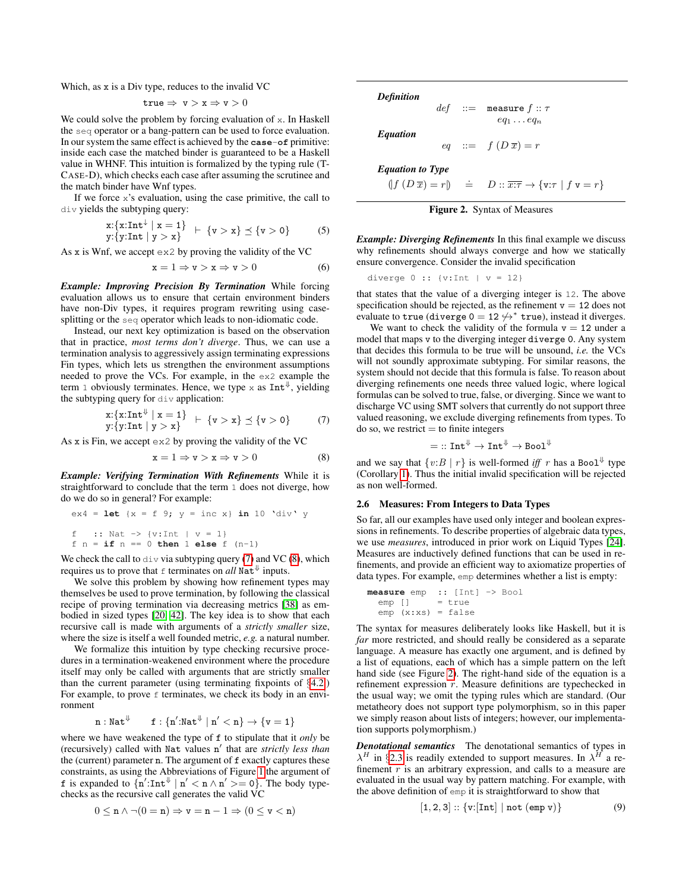Which, as x is a Div type, reduces to the invalid VC

$$\texttt{true} \Rightarrow \texttt{v} > \texttt{x} \Rightarrow \texttt{v} > 0$$

We could solve the problem by forcing evaluation of x. In Haskell the `seq` operator or a bang-pattern can be used to force evaluation. In our system the same effect is achieved by the **case-of** primitive: inside each case the matched binder is guaranteed to be a Haskell value in WHNF. This intuition is formalized by the typing rule (T-CASE-D), which checks each case after assuming the scrutinee and the match binder have Wnf types.

If we force x's evaluation, using the case primitive, the call to `div` yields the subtyping query:

$$\begin{array}{l}\texttt{x}{:}\{\texttt{x}{:}\texttt{Int}^{\downarrow} \mid \texttt{x} = 1\} \\ \texttt{y}{:}\{\texttt{y}{:}\texttt{Int} \mid \texttt{y} > \texttt{x}\}\end{array} \vdash \{\texttt{v} > \texttt{x}\} \preceq \{\texttt{v} > 0\} \tag{5}$$

As x is Wnf, we accept ex2 by proving the validity of the VC

$$\texttt{x} = 1 \Rightarrow \texttt{v} > \texttt{x} \Rightarrow \texttt{v} > 0 \tag{6}$$

***Example: Improving Precision By Termination*** While forcing evaluation allows us to ensure that certain environment binders have non-Div types, it requires program rewriting using case-splitting or the `seq` operator which leads to non-idiomatic code.

Instead, our next key optimization is based on the observation that in practice, *most terms don't diverge*. Thus, we can use a termination analysis to aggressively assign terminating expressions Fin types, which lets us strengthen the environment assumptions needed to prove the VCs. For example, in the ex2 example the term 1 obviously terminates. Hence, we type x as $\texttt{Int}^{\Downarrow}$, yielding the subtyping query for `div` application:

$$\begin{array}{l}\texttt{x}{:}\{\texttt{x}{:}\texttt{Int}^{\Downarrow} \mid \texttt{x} = 1\} \\ \texttt{y}{:}\{\texttt{y}{:}\texttt{Int} \mid \texttt{y} > \texttt{x}\}\end{array} \vdash \{\texttt{v} > \texttt{x}\} \preceq \{\texttt{v} > 0\} \tag{7}$$

As x is Fin, we accept ex2 by proving the validity of the VC

$$\texttt{x} = 1 \Rightarrow \texttt{v} > \texttt{x} \Rightarrow \texttt{v} > 0 \tag{8}$$

***Example: Verifying Termination With Refinements*** While it is straightforward to conclude that the term 1 does not diverge, how do we do so in general? For example:

```
ex4 = let {x = f 9; y = inc x} in 10 `div` y

f   :: Nat -> {v:Int | v = 1}
f n = if n == 0 then 1 else f (n-1)
```

We check the call to `div` via subtyping query (7) and VC (8), which requires us to prove that f terminates on *all* $\texttt{Nat}^{\Downarrow}$ inputs.

We solve this problem by showing how refinement types may themselves be used to prove termination, by following the classical recipe of proving termination via decreasing metrics [38] as embodied in sized types [20, 42]. The key idea is to show that each recursive call is made with arguments of a *strictly smaller* size, where the size is itself a well founded metric, *e.g.* a natural number.

We formalize this intuition by type checking recursive procedures in a termination-weakened environment where the procedure itself may only be called with arguments that are strictly smaller than the current parameter (using terminating fixpoints of §4.2). For example, to prove f terminates, we check its body in an environment

$$\texttt{n} : \texttt{Nat}^{\Downarrow} \qquad \texttt{f} : \{\texttt{n}'{:}\texttt{Nat}^{\Downarrow} \mid \texttt{n}' < \texttt{n}\} \rightarrow \{\texttt{v} = 1\}$$

where we have weakened the type of f to stipulate that it *only* be (recursively) called with Nat values $\texttt{n}'$ that are *strictly less than* the (current) parameter n. The argument of f exactly captures these constraints, as using the Abbreviations of Figure 1 the argument of f is expanded to $\{\texttt{n}'{:}\texttt{Int}^{\Downarrow} \mid \texttt{n}' < \texttt{n} \land \texttt{n}' >= 0\}$. The body type-checks as the recursive call generates the valid VC

$$0 \leq \texttt{n} \land \neg(0 = \texttt{n}) \Rightarrow \texttt{v} = \texttt{n} - 1 \Rightarrow (0 \leq \texttt{v} < \texttt{n})$$

| | | |
|---|---|---|
| ***Definition*** | $def \quad ::=$ | $\texttt{measure}\ f :: \tau$ <br> $eq_1 \ldots eq_n$ |
| ***Equation*** | $eq \quad ::=$ | $f\ (D\ \overline{x}) = r$ |
| ***Equation to Type*** | | |
| $(\!\lvert f\ (D\ \overline{x}) = r \rvert\!)$ | $\doteq$ | $D :: \overline{x{:}\tau} \rightarrow \{\texttt{v}{:}\tau \mid f\ \texttt{v} = r\}$ |

**Figure 2.** Syntax of Measures

***Example: Diverging Refinements*** In this final example we discuss why refinements should always converge and how we statically ensure convergence. Consider the invalid specification

```
diverge 0 :: {v:Int | v = 12}
```

that states that the value of a diverging integer is 12. The above specification should be rejected, as the refinement $\texttt{v} = 12$ does not evaluate to true ($\texttt{diverge}\ 0 = 12 \not\hookrightarrow^{*} \texttt{true}$), instead it diverges.

We want to check the validity of the formula $\texttt{v} = 12$ under a model that maps v to the diverging integer `diverge 0`. Any system that decides this formula to be true will be unsound, *i.e.* the VCs will not soundly approximate subtyping. For similar reasons, the system should not decide that this formula is false. To reason about diverging refinements one needs three valued logic, where logical formulas can be solved to true, false, or diverging. Since we want to discharge VC using SMT solvers that currently do not support three valued reasoning, we exclude diverging refinements from types. To do so, we restrict = to finite integers

$$= :: \texttt{Int}^{\Downarrow} \rightarrow \texttt{Int}^{\Downarrow} \rightarrow \texttt{Bool}^{\Downarrow}$$

and we say that $\{v{:}B \mid r\}$ is well-formed *iff* $r$ has a $\texttt{Bool}^{\Downarrow}$ type (Corollary 1). Thus the initial invalid specification will be rejected as non well-formed.

### 2.6 Measures: From Integers to Data Types

So far, all our examples have used only integer and boolean expressions in refinements. To describe properties of algebraic data types, we use *measures*, introduced in prior work on Liquid Types [24]. Measures are inductively defined functions that can be used in refinements, and provide an efficient way to axiomatize properties of data types. For example, emp determines whether a list is empty:

```
measure emp   :: [Int] -> Bool
  emp []      = true
  emp (x:xs)  = false
```

The syntax for measures deliberately looks like Haskell, but it is *far* more restricted, and should really be considered as a separate language. A measure has exactly one argument, and is defined by a list of equations, each of which has a simple pattern on the left hand side (see Figure 2). The right-hand side of the equation is a refinement expression $r$. Measure definitions are typechecked in the usual way; we omit the typing rules which are standard. (Our metatheory does not support type polymorphism, so in this paper we simply reason about lists of integers; however, our implementation supports polymorphism.)

***Denotational semantics*** The denotational semantics of types in $\lambda^{H}$ in §2.3 is readily extended to support measures. In $\lambda^{H}$ a refinement $r$ is an arbitrary expression, and calls to a measure are evaluated in the usual way by pattern matching. For example, with the above definition of emp it is straightforward to show that

$$[1, 2, 3] :: \{\texttt{v}{:}[\texttt{Int}] \mid \texttt{not}\ (\texttt{emp}\ \texttt{v})\} \tag{9}$$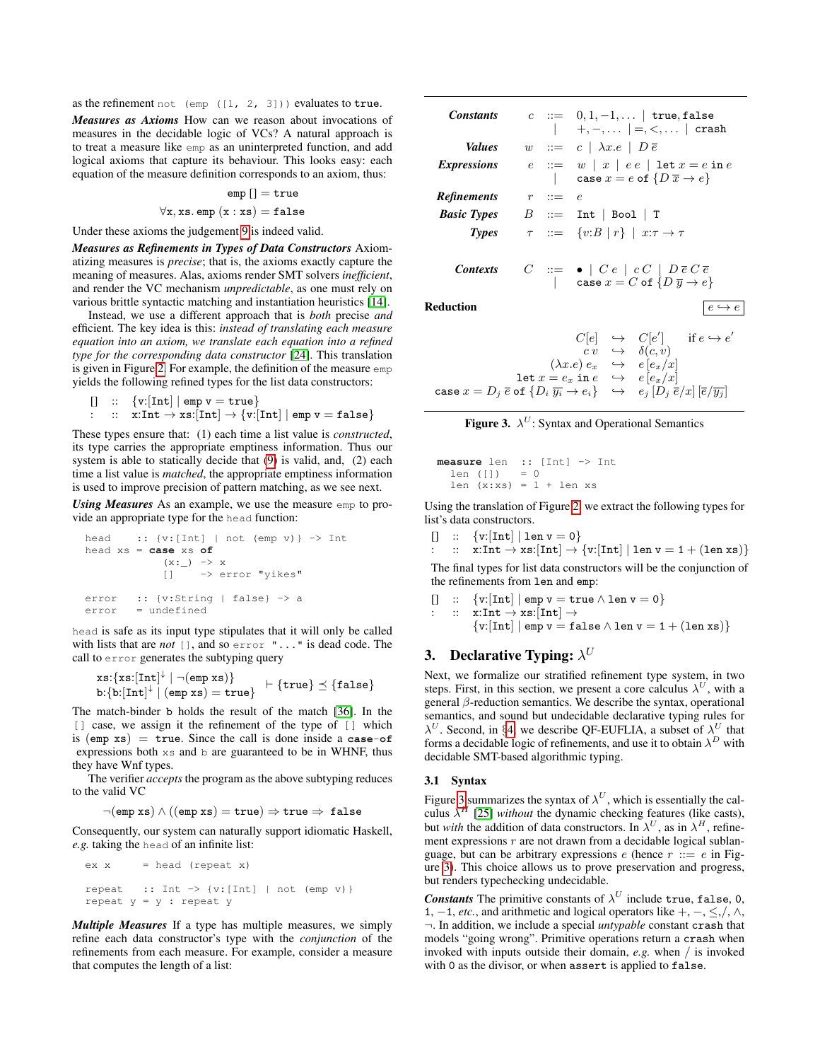as the refinement `not (emp ([1, 2, 3]))` evaluates to `true`.

***Measures as Axioms*** How can we reason about invocations of measures in the decidable logic of VCs? A natural approach is to treat a measure like `emp` as an uninterpreted function, and add logical axioms that capture its behaviour. This looks easy: each equation of the measure definition corresponds to an axiom, thus:

$$\texttt{emp}\ [] = \texttt{true}$$
$$\forall \texttt{x}, \texttt{xs}.\, \texttt{emp}\ (\texttt{x} : \texttt{xs}) = \texttt{false}$$

Under these axioms the judgement 9 is indeed valid.

***Measures as Refinements in Types of Data Constructors*** Axiomatizing measures is *precise*; that is, the axioms exactly capture the meaning of measures. Alas, axioms render SMT solvers *inefficient*, and render the VC mechanism *unpredictable*, as one must rely on various brittle syntactic matching and instantiation heuristics [14].

Instead, we use a different approach that is *both* precise *and* efficient. The key idea is this: *instead of translating each measure equation into an axiom, we translate each equation into a refined type for the corresponding data constructor* [24]. This translation is given in Figure 2. For example, the definition of the measure `emp` yields the following refined types for the list data constructors:

$$
\begin{array}{lll}
[] & :: & \{\texttt{v}{:}[\texttt{Int}] \mid \texttt{emp v} = \texttt{true}\} \\
: & :: & \texttt{x}{:}\texttt{Int} \rightarrow \texttt{xs}{:}[\texttt{Int}] \rightarrow \{\texttt{v}{:}[\texttt{Int}] \mid \texttt{emp v} = \texttt{false}\}
\end{array}
$$

These types ensure that: (1) each time a list value is *constructed*, its type carries the appropriate emptiness information. Thus our system is able to statically decide that (9) is valid, and, (2) each time a list value is *matched*, the appropriate emptiness information is used to improve precision of pattern matching, as we see next.

***Using Measures*** As an example, we use the measure `emp` to provide an appropriate type for the `head` function:

```
head    :: {v:[Int] | not (emp v)} -> Int
head xs = case xs of
            (x:_) -> x
            []    -> error "yikes"

error   :: {v:String | false} -> a
error   = undefined
```

`head` is safe as its input type stipulates that it will only be called with lists that are *not* `[]`, and so `error "..."` is dead code. The call to `error` generates the subtyping query

$$
\begin{array}{l}
\texttt{xs}{:}\{\texttt{xs}{:}[\texttt{Int}]^{\downarrow} \mid \neg(\texttt{emp xs})\} \\
\texttt{b}{:}\{\texttt{b}{:}[\texttt{Int}]^{\downarrow} \mid (\texttt{emp xs}) = \texttt{true}\}
\end{array}
\vdash \{\texttt{true}\} \preceq \{\texttt{false}\}
$$

The match-binder `b` holds the result of the match [36]. In the `[]` case, we assign it the refinement of the type of `[]` which is $(\texttt{emp xs}) = \texttt{true}$. Since the call is done inside a **case**-**of** expressions both `xs` and `b` are guaranteed to be in WHNF, thus they have Wnf types.

The verifier *accepts* the program as the above subtyping reduces to the valid VC

$$\neg(\texttt{emp xs}) \wedge ((\texttt{emp xs}) = \texttt{true}) \Rightarrow \texttt{true} \Rightarrow \texttt{false}$$

Consequently, our system can naturally support idiomatic Haskell, *e.g.* taking the `head` of an infinite list:

```
ex x     = head (repeat x)

repeat   :: Int -> {v:[Int] | not (emp v)}
repeat y = y : repeat y
```

***Multiple Measures*** If a type has multiple measures, we simply refine each data constructor's type with the *conjunction* of the refinements from each measure. For example, consider a measure that computes the length of a list:

```
measure len   :: [Int] -> Int
  len ([])    = 0
  len (x:xs)  = 1 + len xs
```

Using the translation of Figure 2, we extract the following types for list's data constructors.

$$
\begin{array}{lll}
[] & :: & \{\texttt{v}{:}[\texttt{Int}] \mid \texttt{len v} = 0\} \\
: & :: & \texttt{x}{:}\texttt{Int} \rightarrow \texttt{xs}{:}[\texttt{Int}] \rightarrow \{\texttt{v}{:}[\texttt{Int}] \mid \texttt{len v} = 1 + (\texttt{len xs})\}
\end{array}
$$

The final types for list data constructors will be the conjunction of the refinements from `len` and `emp`:

$$
\begin{array}{lll}
[] & :: & \{\texttt{v}{:}[\texttt{Int}] \mid \texttt{emp v} = \texttt{true} \wedge \texttt{len v} = 0\} \\
: & :: & \texttt{x}{:}\texttt{Int} \rightarrow \texttt{xs}{:}[\texttt{Int}] \rightarrow \\
 & & \{\texttt{v}{:}[\texttt{Int}] \mid \texttt{emp v} = \texttt{false} \wedge \texttt{len v} = 1 + (\texttt{len xs})\}
\end{array}
$$

$$
\begin{array}{llcl}
\textbf{Constants} & c & ::= & 0, 1, -1, \ldots \mid \texttt{true}, \texttt{false} \\
 & & \mid & +, -, \ldots \mid =, <, \ldots \mid \texttt{crash} \\
\textbf{Values} & w & ::= & c \mid \lambda x.e \mid D\,\overline{e} \\
\textbf{Expressions} & e & ::= & w \mid x \mid e\ e \mid \texttt{let}\ x = e\ \texttt{in}\ e \\
 & & \mid & \texttt{case}\ x = e\ \texttt{of}\ \{D\,\overline{x} \rightarrow e\} \\
\textbf{Refinements} & r & ::= & e \\
\textbf{Basic Types} & B & ::= & \texttt{Int} \mid \texttt{Bool} \mid \texttt{T} \\
\textbf{Types} & \tau & ::= & \{v{:}B \mid r\} \mid x{:}\tau \rightarrow \tau \\
\textbf{Contexts} & C & ::= & \bullet \mid C\ e \mid c\ C \mid D\,\overline{e}\,C\,\overline{e} \\
 & & \mid & \texttt{case}\ x = C\ \texttt{of}\ \{D\,\overline{y} \rightarrow e\}
\end{array}
$$

**Reduction** $\boxed{e \hookrightarrow e}$

$$
\begin{array}{rcll}
C[e] & \hookrightarrow & C[e'] & \text{if } e \hookrightarrow e' \\
c\ v & \hookrightarrow & \delta(c, v) & \\
(\lambda x.e)\ e_x & \hookrightarrow & e\,[e_x/x] & \\
\texttt{let}\ x = e_x\ \texttt{in}\ e & \hookrightarrow & e\,[e_x/x] & \\
\texttt{case}\ x = D_j\ \overline{e}\ \texttt{of}\ \{D_i\ \overline{y_i} \rightarrow e_i\} & \hookrightarrow & e_j\,[D_j\ \overline{e}/x]\,[\overline{e}/\overline{y_j}] &
\end{array}
$$

**Figure 3.** $\lambda^U$: Syntax and Operational Semantics

## 3. Declarative Typing: $\lambda^U$

Next, we formalize our stratified refinement type system, in two steps. First, in this section, we present a core calculus $\lambda^U$, with a general $\beta$-reduction semantics. We describe the syntax, operational semantics, and sound but undecidable declarative typing rules for $\lambda^U$. Second, in §4, we describe QF-EUFLIA, a subset of $\lambda^U$ that forms a decidable logic of refinements, and use it to obtain $\lambda^D$ with decidable SMT-based algorithmic typing.

### 3.1 Syntax

Figure 3 summarizes the syntax of $\lambda^U$, which is essentially the calculus $\lambda^H$ [25] *without* the dynamic checking features (like casts), but *with* the addition of data constructors. In $\lambda^U$, as in $\lambda^H$, refinement expressions $r$ are not drawn from a decidable logical sublanguage, but can be arbitrary expressions $e$ (hence $r ::= e$ in Figure 3). This choice allows us to prove preservation and progress, but renders typechecking undecidable.

***Constants*** The primitive constants of $\lambda^U$ include `true`, `false`, `0`, `1`, $-1$, *etc.*, and arithmetic and logical operators like $+, -, \leq, /, \wedge, \neg$. In addition, we include a special *untypable* constant `crash` that models "going wrong". Primitive operations return a `crash` when invoked with inputs outside their domain, *e.g.* when $/$ is invoked with `0` as the divisor, or when `assert` is applied to `false`.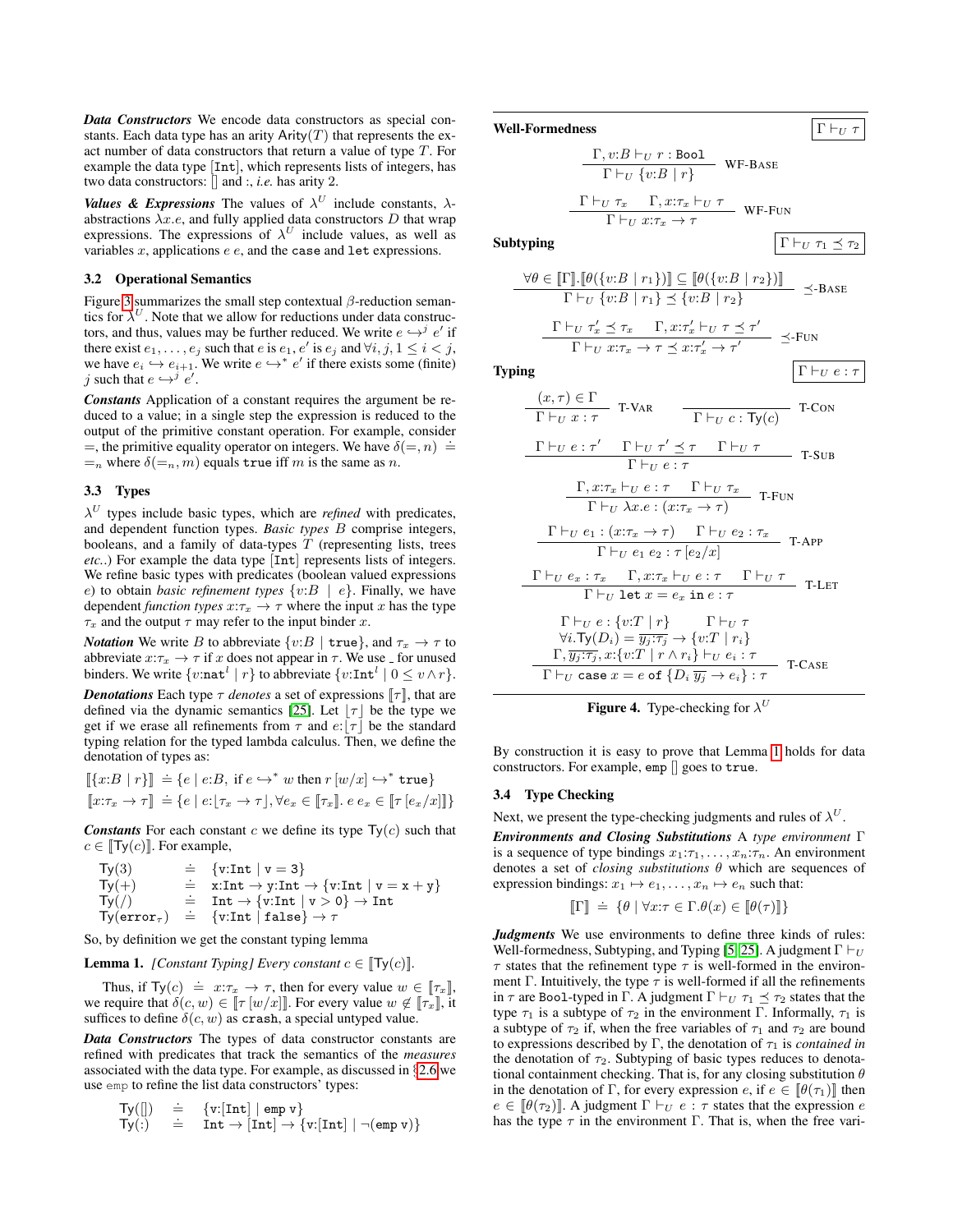***Data Constructors*** We encode data constructors as special constants. Each data type has an arity $\mathsf{Arity}(T)$ that represents the exact number of data constructors that return a value of type $T$. For example the data type `[Int]`, which represents lists of integers, has two data constructors: `[]` and `:`, *i.e.* has arity 2.

***Values & Expressions*** The values of $\lambda^U$ include constants, $\lambda$-abstractions $\lambda x.e$, and fully applied data constructors $D$ that wrap expressions. The expressions of $\lambda^U$ include values, as well as variables $x$, applications $e\ e$, and the `case` and `let` expressions.

### 3.2 Operational Semantics

Figure 3 summarizes the small step contextual $\beta$-reduction semantics for $\lambda^U$. Note that we allow for reductions under data constructors, and thus, values may be further reduced. We write $e \hookrightarrow^j e'$ if there exist $e_1, \ldots, e_j$ such that $e$ is $e_1$, $e'$ is $e_j$ and $\forall i, j, 1 \leq i < j$, we have $e_i \hookrightarrow e_{i+1}$. We write $e \hookrightarrow^* e'$ if there exists some (finite) $j$ such that $e \hookrightarrow^j e'$.

***Constants*** Application of a constant requires the argument be reduced to a value; in a single step the expression is reduced to the output of the primitive constant operation. For example, consider $=$, the primitive equality operator on integers. We have $\delta(=, n) \doteq =_n$ where $\delta(=_n, m)$ equals `true` iff $m$ is the same as $n$.

### 3.3 Types

$\lambda^U$ types include basic types, which are ***refined*** with predicates, and dependent function types. *Basic types* $B$ comprise integers, booleans, and a family of data-types $T$ (representing lists, trees *etc.*.) For example the data type `[Int]` represents lists of integers. We refine basic types with predicates (boolean valued expressions $e$) to obtain *basic refinement types* $\{v{:}B \mid e\}$. Finally, we have dependent *function types* $x{:}\tau_x \to \tau$ where the input $x$ has the type $\tau_x$ and the output $\tau$ may refer to the input binder $x$.

***Notation*** We write $B$ to abbreviate $\{v{:}B \mid \mathtt{true}\}$, and $\tau_x \to \tau$ to abbreviate $x{:}\tau_x \to \tau$ if $x$ does not appear in $\tau$. We use _ for unused binders. We write $\{v{:}\mathtt{nat}^l \mid r\}$ to abbreviate $\{v{:}\mathtt{Int}^l \mid 0 \leq v \wedge r\}$.

***Denotations*** Each type $\tau$ *denotes* a set of expressions $[\![\tau]\!]$, that are defined via the dynamic semantics [25]. Let $\lfloor \tau \rfloor$ be the type we get if we erase all refinements from $\tau$ and $e{:}\lfloor \tau \rfloor$ be the standard typing relation for the typed lambda calculus. Then, we define the denotation of types as:

$$[\![\{x{:}B \mid r\}]\!] \doteq \{e \mid e{:}B,\ \text{if } e \hookrightarrow^* w \text{ then } r\,[w/x] \hookrightarrow^* \mathtt{true}\}$$
$$[\![x{:}\tau_x \to \tau]\!] \doteq \{e \mid e{:}\lfloor \tau_x \to \tau \rfloor, \forall e_x \in [\![\tau_x]\!].\ e\ e_x \in [\![\tau\,[e_x/x]]\!]\}$$

***Constants*** For each constant $c$ we define its type $\mathsf{Ty}(c)$ such that $c \in [\![\mathsf{Ty}(c)]\!]$. For example,

$$
\begin{array}{lcl}
\mathsf{Ty}(3) & \doteq & \{\mathtt{v{:}Int} \mid \mathtt{v = 3}\} \\
\mathsf{Ty}(+) & \doteq & \mathtt{x{:}Int} \to \mathtt{y{:}Int} \to \{\mathtt{v{:}Int} \mid \mathtt{v = x + y}\} \\
\mathsf{Ty}(/) & \doteq & \mathtt{Int} \to \{\mathtt{v{:}Int} \mid \mathtt{v > 0}\} \to \mathtt{Int} \\
\mathsf{Ty}(\mathtt{error}_\tau) & \doteq & \{\mathtt{v{:}Int} \mid \mathtt{false}\} \to \tau
\end{array}
$$

So, by definition we get the constant typing lemma

**Lemma 1.** *[Constant Typing] Every constant $c \in [\![\mathsf{Ty}(c)]\!]$.*

Thus, if $\mathsf{Ty}(c) \doteq x{:}\tau_x \to \tau$, then for every value $w \in [\![\tau_x]\!]$, we require that $\delta(c, w) \in [\![\tau\,[w/x]]\!]$. For every value $w \notin [\![\tau_x]\!]$, it suffices to define $\delta(c, w)$ as `crash`, a special untyped value.

***Data Constructors*** The types of data constructor constants are refined with predicates that track the semantics of the *measures* associated with the data type. For example, as discussed in §2.6 we use `emp` to refine the list data constructors' types:

$$
\begin{array}{lcl}
\mathsf{Ty}([]) & \doteq & \{\mathtt{v{:}[Int]} \mid \mathtt{emp\ v}\} \\
\mathsf{Ty}(:) & \doteq & \mathtt{Int} \to \mathtt{[Int]} \to \{\mathtt{v{:}[Int]} \mid \neg(\mathtt{emp\ v})\}
\end{array}
$$

**Well-Formedness** $\boxed{\Gamma \vdash_U \tau}$

$$\frac{\Gamma, v{:}B \vdash_U r : \mathtt{Bool}}{\Gamma \vdash_U \{v{:}B \mid r\}}\ \textsc{WF-Base}$$

$$\frac{\Gamma \vdash_U \tau_x \quad \Gamma, x{:}\tau_x \vdash_U \tau}{\Gamma \vdash_U x{:}\tau_x \to \tau}\ \textsc{WF-Fun}$$

**Subtyping** $\boxed{\Gamma \vdash_U \tau_1 \preceq \tau_2}$

$$\frac{\forall \theta \in [\![\Gamma]\!].[\![\theta(\{v{:}B \mid r_1\})]\!] \subseteq [\![\theta(\{v{:}B \mid r_2\})]\!]}{\Gamma \vdash_U \{v{:}B \mid r_1\} \preceq \{v{:}B \mid r_2\}}\ \preceq\textsc{-Base}$$

$$\frac{\Gamma \vdash_U \tau'_x \preceq \tau_x \quad \Gamma, x{:}\tau'_x \vdash_U \tau \preceq \tau'}{\Gamma \vdash_U x{:}\tau_x \to \tau \preceq x{:}\tau'_x \to \tau'}\ \preceq\textsc{-Fun}$$

**Typing** $\boxed{\Gamma \vdash_U e : \tau}$

$$\frac{(x, \tau) \in \Gamma}{\Gamma \vdash_U x : \tau}\ \textsc{T-Var} \qquad \frac{}{\Gamma \vdash_U c : \mathsf{Ty}(c)}\ \textsc{T-Con}$$

$$\frac{\Gamma \vdash_U e : \tau' \quad \Gamma \vdash_U \tau' \preceq \tau \quad \Gamma \vdash_U \tau}{\Gamma \vdash_U e : \tau}\ \textsc{T-Sub}$$

$$\frac{\Gamma, x{:}\tau_x \vdash_U e : \tau \quad \Gamma \vdash_U \tau_x}{\Gamma \vdash_U \lambda x.e : (x{:}\tau_x \to \tau)}\ \textsc{T-Fun}$$

$$\frac{\Gamma \vdash_U e_1 : (x{:}\tau_x \to \tau) \quad \Gamma \vdash_U e_2 : \tau_x}{\Gamma \vdash_U e_1\ e_2 : \tau\,[e_2/x]}\ \textsc{T-App}$$

$$\frac{\Gamma \vdash_U e_x : \tau_x \quad \Gamma, x{:}\tau_x \vdash_U e : \tau \quad \Gamma \vdash_U \tau}{\Gamma \vdash_U \mathtt{let}\ x = e_x\ \mathtt{in}\ e : \tau}\ \textsc{T-Let}$$

$$\frac{\begin{array}{c}\Gamma \vdash_U e : \{v{:}T \mid r\} \qquad \Gamma \vdash_U \tau \\ \forall i. \mathsf{Ty}(D_i) = \overline{y_j{:}\tau_j} \to \{v{:}T \mid r_i\} \\ \Gamma, \overline{y_j{:}\tau_j}, x{:}\{v{:}T \mid r \wedge r_i\} \vdash_U e_i : \tau\end{array}}{\Gamma \vdash_U \mathtt{case}\ x = e\ \mathtt{of}\ \{D_i\ \overline{y_j} \to e_i\} : \tau}\ \textsc{T-Case}$$

**Figure 4.** Type-checking for $\lambda^U$

By construction it is easy to prove that Lemma 1 holds for data constructors. For example, `emp []` goes to `true`.

### 3.4 Type Checking

Next, we present the type-checking judgments and rules of $\lambda^U$.

***Environments and Closing Substitutions*** A *type environment* $\Gamma$ is a sequence of type bindings $x_1{:}\tau_1, \ldots, x_n{:}\tau_n$. An environment denotes a set of *closing substitutions* $\theta$ which are sequences of expression bindings: $x_1 \mapsto e_1, \ldots, x_n \mapsto e_n$ such that:

$$[\![\Gamma]\!] \doteq \{\theta \mid \forall x{:}\tau \in \Gamma.\theta(x) \in [\![\theta(\tau)]\!]\}$$

***Judgments*** We use environments to define three kinds of rules: Well-formedness, Subtyping, and Typing [5, 25]. A judgment $\Gamma \vdash_U \tau$ states that the refinement type $\tau$ is well-formed in the environment $\Gamma$. Intuitively, the type $\tau$ is well-formed if all the refinements in $\tau$ are `Bool`-typed in $\Gamma$. A judgment $\Gamma \vdash_U \tau_1 \preceq \tau_2$ states that the type $\tau_1$ is a subtype of $\tau_2$ in the environment $\Gamma$. Informally, $\tau_1$ is a subtype of $\tau_2$ if, when the free variables of $\tau_1$ and $\tau_2$ are bound to expressions described by $\Gamma$, the denotation of $\tau_1$ is *contained in* the denotation of $\tau_2$. Subtyping of basic types reduces to denotational containment checking. That is, for any closing substitution $\theta$ in the denotation of $\Gamma$, for every expression $e$, if $e \in [\![\theta(\tau_1)]\!]$ then $e \in [\![\theta(\tau_2)]\!]$. A judgment $\Gamma \vdash_U e : \tau$ states that the expression $e$ has the type $\tau$ in the environment $\Gamma$. That is, when the free vari-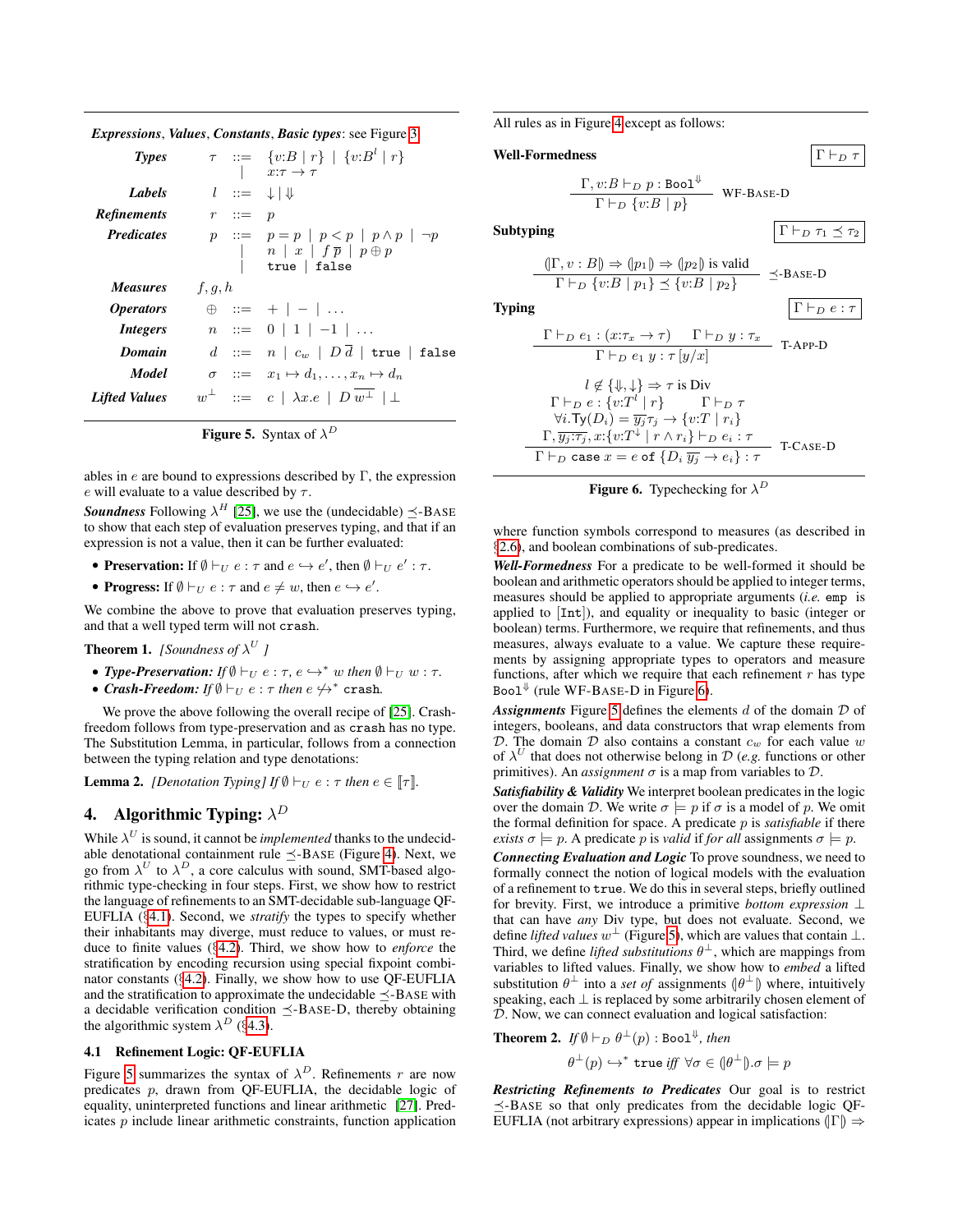**Expressions, Values, Constants, Basic types**: see Figure 3

$$
\begin{array}{llcl}
\textbf{Types} & \tau & ::= & \{v{:}B \mid r\} \mid \{v{:}B^{l} \mid r\} \\
 & & \mid & x{:}\tau \rightarrow \tau \\
\textbf{Labels} & l & ::= & \downarrow \mid \Downarrow \\
\textbf{Refinements} & r & ::= & p \\
\textbf{Predicates} & p & ::= & p = p \mid p < p \mid p \wedge p \mid \neg p \\
 & & \mid & n \mid x \mid f\,\overline{p} \mid p \oplus p \\
 & & \mid & \texttt{true} \mid \texttt{false} \\
\textbf{Measures} & f, g, h & & \\
\textbf{Operators} & \oplus & ::= & + \mid - \mid \ldots \\
\textbf{Integers} & n & ::= & 0 \mid 1 \mid -1 \mid \ldots \\
\textbf{Domain} & d & ::= & n \mid c_w \mid D\,\overline{d} \mid \texttt{true} \mid \texttt{false} \\
\textbf{Model} & \sigma & ::= & x_1 \mapsto d_1, \ldots, x_n \mapsto d_n \\
\textbf{Lifted Values} & w^{\perp} & ::= & c \mid \lambda x.e \mid D\,\overline{w^{\perp}} \mid \perp
\end{array}
$$

**Figure 5.** Syntax of $\lambda^D$

All rules as in Figure 4 except as follows:

**Well-Formedness** $\quad \boxed{\Gamma \vdash_D \tau}$

$$
\frac{\Gamma, v{:}B \vdash_D p : \texttt{Bool}^{\Downarrow}}{\Gamma \vdash_D \{v{:}B \mid p\}} \quad \text{WF-BASE-D}
$$

**Subtyping** $\quad \boxed{\Gamma \vdash_D \tau_1 \preceq \tau_2}$

$$
\frac{(\!|\Gamma, v : B|\!) \Rightarrow (\!|p_1|\!) \Rightarrow (\!|p_2|\!) \text{ is valid}}{\Gamma \vdash_D \{v{:}B \mid p_1\} \preceq \{v{:}B \mid p_2\}} \quad \preceq\text{-BASE-D}
$$

**Typing** $\quad \boxed{\Gamma \vdash_D e : \tau}$

$$
\frac{\Gamma \vdash_D e_1 : (x{:}\tau_x \rightarrow \tau) \qquad \Gamma \vdash_D y : \tau_x}{\Gamma \vdash_D e_1\ y : \tau\,[y/x]} \quad \text{T-APP-D}
$$

$$
\frac{\begin{array}{c} l \not\in \{\Downarrow, \downarrow\} \Rightarrow \tau \text{ is Div} \\ \Gamma \vdash_D e : \{v{:}T^{l} \mid r\} \qquad \Gamma \vdash_D \tau \\ \forall i. \mathsf{Ty}(D_i) = \overline{y_j{:}\tau_j} \rightarrow \{v{:}T \mid r_i\} \\ \Gamma, \overline{y_j{:}\tau_j}, x{:}\{v{:}T^{\downarrow} \mid r \wedge r_i\} \vdash_D e_i : \tau \end{array}}{\Gamma \vdash_D \texttt{case}\ x = e\ \texttt{of}\ \{D_i\ \overline{y_j} \rightarrow e_i\} : \tau} \quad \text{T-CASE-D}
$$

**Figure 6.** Typechecking for $\lambda^D$

ables in $e$ are bound to expressions described by $\Gamma$, the expression $e$ will evaluate to a value described by $\tau$.

***Soundness*** Following $\lambda^H$ [25], we use the (undecidable) $\preceq$-BASE to show that each step of evaluation preserves typing, and that if an expression is not a value, then it can be further evaluated:

- **Preservation:** If $\emptyset \vdash_U e : \tau$ and $e \hookrightarrow e'$, then $\emptyset \vdash_U e' : \tau$.
- **Progress:** If $\emptyset \vdash_U e : \tau$ and $e \neq w$, then $e \hookrightarrow e'$.

We combine the above to prove that evaluation preserves typing, and that a well typed term will not `crash`.

**Theorem 1.** *[Soundness of $\lambda^U$ ]*

- ***Type-Preservation:*** *If $\emptyset \vdash_U e : \tau$, $e \hookrightarrow^{*} w$ then $\emptyset \vdash_U w : \tau$.*
- ***Crash-Freedom:*** *If $\emptyset \vdash_U e : \tau$ then $e \not\hookrightarrow^{*}$ `crash`.*

We prove the above following the overall recipe of [25]. Crash-freedom follows from type-preservation and as `crash` has no type. The Substitution Lemma, in particular, follows from a connection between the typing relation and type denotations:

**Lemma 2.** *[Denotation Typing] If $\emptyset \vdash_U e : \tau$ then $e \in [\![\tau]\!]$.*

## 4. Algorithmic Typing: $\lambda^D$

While $\lambda^U$ is sound, it cannot be *implemented* thanks to the undecidable denotational containment rule $\preceq$-BASE (Figure 4). Next, we go from $\lambda^U$ to $\lambda^D$, a core calculus with sound, SMT-based algorithmic type-checking in four steps. First, we show how to restrict the language of refinements to an SMT-decidable sub-language QF-EUFLIA (§4.1). Second, we *stratify* the types to specify whether their inhabitants may diverge, must reduce to values, or must reduce to finite values (§4.2). Third, we show how to *enforce* the stratification by encoding recursion using special fixpoint combinator constants (§4.2). Finally, we show how to use QF-EUFLIA and the stratification to approximate the undecidable $\preceq$-BASE with a decidable verification condition $\preceq$-BASE-D, thereby obtaining the algorithmic system $\lambda^D$ (§4.3).

### 4.1 Refinement Logic: QF-EUFLIA

Figure 5 summarizes the syntax of $\lambda^D$. Refinements $r$ are now predicates $p$, drawn from QF-EUFLIA, the decidable logic of equality, uninterpreted functions and linear arithmetic [27]. Predicates $p$ include linear arithmetic constraints, function application where function symbols correspond to measures (as described in §2.6), and boolean combinations of sub-predicates.

***Well-Formedness*** For a predicate to be well-formed it should be boolean and arithmetic operators should be applied to integer terms, measures should be applied to appropriate arguments (*i.e.* `emp` is applied to `[Int]`), and equality or inequality to basic (integer or boolean) terms. Furthermore, we require that refinements, and thus measures, always evaluate to a value. We capture these requirements by assigning appropriate types to operators and measure functions, after which we require that each refinement $r$ has type $\texttt{Bool}^{\Downarrow}$ (rule WF-BASE-D in Figure 6).

***Assignments*** Figure 5 defines the elements $d$ of the domain $\mathcal{D}$ of integers, booleans, and data constructors that wrap elements from $\mathcal{D}$. The domain $\mathcal{D}$ also contains a constant $c_w$ for each value $w$ of $\lambda^U$ that does not otherwise belong in $\mathcal{D}$ (*e.g.* functions or other primitives). An *assignment* $\sigma$ is a map from variables to $\mathcal{D}$.

***Satisfiability & Validity*** We interpret boolean predicates in the logic over the domain $\mathcal{D}$. We write $\sigma \models p$ if $\sigma$ is a model of $p$. We omit the formal definition for space. A predicate $p$ is *satisfiable* if there *exists* $\sigma \models p$. A predicate $p$ is *valid* if *for all* assignments $\sigma \models p$.

***Connecting Evaluation and Logic*** To prove soundness, we need to formally connect the notion of logical models with the evaluation of a refinement to `true`. We do this in several steps, briefly outlined for brevity. First, we introduce a primitive *bottom expression* $\perp$ that can have *any* Div type, but does not evaluate. Second, we define *lifted values* $w^{\perp}$ (Figure 5), which are values that contain $\perp$. Third, we define *lifted substitutions* $\theta^{\perp}$, which are mappings from variables to lifted values. Finally, we show how to *embed* a lifted substitution $\theta^{\perp}$ into a *set of* assignments $(\!|\theta^{\perp}|\!)$ where, intuitively speaking, each $\perp$ is replaced by some arbitrarily chosen element of $\mathcal{D}$. Now, we can connect evaluation and logical satisfaction:

**Theorem 2.** *If $\emptyset \vdash_D \theta^{\perp}(p) : \texttt{Bool}^{\Downarrow}$, then*

$$\theta^{\perp}(p) \hookrightarrow^{*} \texttt{true} \text{ iff } \forall \sigma \in (\!|\theta^{\perp}|\!).\sigma \models p$$

***Restricting Refinements to Predicates*** Our goal is to restrict $\preceq$-BASE so that only predicates from the decidable logic QF-EUFLIA (not arbitrary expressions) appear in implications $(\!|\Gamma|\!) \Rightarrow$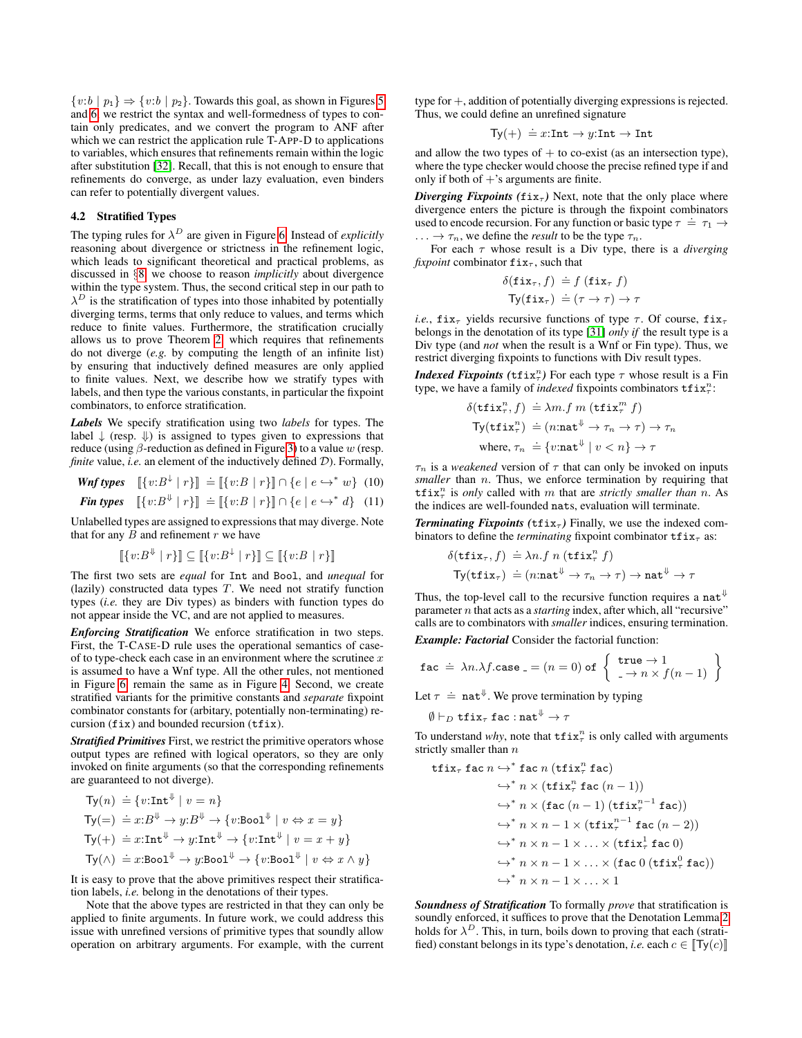$\{v{:}b \mid p_1\} \Rightarrow \{v{:}b \mid p_2\}$. Towards this goal, as shown in Figures 5 and 6, we restrict the syntax and well-formedness of types to contain only predicates, and we convert the program to ANF after which we can restrict the application rule T-APP-D to applications to variables, which ensures that refinements remain within the logic after substitution [32]. Recall, that this is not enough to ensure that refinements do converge, as under lazy evaluation, even binders can refer to potentially divergent values.

### 4.2 Stratified Types

The typing rules for $\lambda^D$ are given in Figure 6. Instead of *explicitly* reasoning about divergence or strictness in the refinement logic, which leads to significant theoretical and practical problems, as discussed in §8, we choose to reason *implicitly* about divergence within the type system. Thus, the second critical step in our path to $\lambda^D$ is the stratification of types into those inhabited by potentially diverging terms, terms that only reduce to values, and terms which reduce to finite values. Furthermore, the stratification crucially allows us to prove Theorem 2, which requires that refinements do not diverge (*e.g.* by computing the length of an infinite list) by ensuring that inductively defined measures are only applied to finite values. Next, we describe how we stratify types with labels, and then type the various constants, in particular the fixpoint combinators, to enforce stratification.

***Labels*** We specify stratification using two *labels* for types. The label $\downarrow$ (resp. $\Downarrow$) is assigned to types given to expressions that reduce (using $\beta$-reduction as defined in Figure 3) to a value $w$ (resp. *finite* value, *i.e.* an element of the inductively defined $\mathcal{D}$). Formally,

$$\textit{Wnf types} \quad [\![\{v{:}B^{\downarrow} \mid r\}]\!] \doteq [\![\{v{:}B \mid r\}]\!] \cap \{e \mid e \hookrightarrow^* w\} \quad (10)$$

$$\textit{Fin types} \quad [\![\{v{:}B^{\Downarrow} \mid r\}]\!] \doteq [\![\{v{:}B \mid r\}]\!] \cap \{e \mid e \hookrightarrow^* d\} \quad (11)$$

Unlabelled types are assigned to expressions that may diverge. Note that for any $B$ and refinement $r$ we have

$$[\![\{v{:}B^{\Downarrow} \mid r\}]\!] \subseteq [\![\{v{:}B^{\downarrow} \mid r\}]\!] \subseteq [\![\{v{:}B \mid r\}]\!]$$

The first two sets are *equal* for `Int` and `Bool`, and *unequal* for (lazily) constructed data types $T$. We need not stratify function types (*i.e.* they are Div types) as binders with function types do not appear inside the VC, and are not applied to measures.

***Enforcing Stratification*** We enforce stratification in two steps. First, the T-CASE-D rule uses the operational semantics of case-of to type-check each case in an environment where the scrutinee $x$ is assumed to have a Wnf type. All the other rules, not mentioned in Figure 6, remain the same as in Figure 4. Second, we create stratified variants for the primitive constants and *separate* fixpoint combinator constants for (arbitary, potentially non-terminating) recursion (`fix`) and bounded recursion (`tfix`).

***Stratified Primitives*** First, we restrict the primitive operators whose output types are refined with logical operators, so they are only invoked on finite arguments (so that the corresponding refinements are guaranteed to not diverge).

$$\begin{aligned}
\mathsf{Ty}(n) &\doteq \{v{:}\mathtt{Int}^{\Downarrow} \mid v = n\}\\
\mathsf{Ty}(=) &\doteq x{:}B^{\Downarrow} \rightarrow y{:}B^{\Downarrow} \rightarrow \{v{:}\mathtt{Bool}^{\Downarrow} \mid v \Leftrightarrow x = y\}\\
\mathsf{Ty}(+) &\doteq x{:}\mathtt{Int}^{\Downarrow} \rightarrow y{:}\mathtt{Int}^{\Downarrow} \rightarrow \{v{:}\mathtt{Int}^{\Downarrow} \mid v = x + y\}\\
\mathsf{Ty}(\wedge) &\doteq x{:}\mathtt{Bool}^{\Downarrow} \rightarrow y{:}\mathtt{Bool}^{\Downarrow} \rightarrow \{v{:}\mathtt{Bool}^{\Downarrow} \mid v \Leftrightarrow x \wedge y\}
\end{aligned}$$

It is easy to prove that the above primitives respect their stratification labels, *i.e.* belong in the denotations of their types.

Note that the above types are restricted in that they can only be applied to finite arguments. In future work, we could address this issue with unrefined versions of primitive types that soundly allow operation on arbitrary arguments. For example, with the current type for $+$, addition of potentially diverging expressions is rejected. Thus, we could define an unrefined signature

$$\mathsf{Ty}(+) \doteq x{:}\mathtt{Int} \rightarrow y{:}\mathtt{Int} \rightarrow \mathtt{Int}$$

and allow the two types of $+$ to co-exist (as an intersection type), where the type checker would choose the precise refined type if and only if both of $+$'s arguments are finite.

***Diverging Fixpoints*** (`fix`$_\tau$) Next, note that the only place where divergence enters the picture is through the fixpoint combinators used to encode recursion. For any function or basic type $\tau \doteq \tau_1 \rightarrow \ldots \rightarrow \tau_n$, we define the *result* to be the type $\tau_n$.

For each $\tau$ whose result is a Div type, there is a *diverging fixpoint* combinator $\mathtt{fix}_\tau$, such that

$$\begin{aligned}
\delta(\mathtt{fix}_\tau, f) &\doteq f\ (\mathtt{fix}_\tau\ f)\\
\mathsf{Ty}(\mathtt{fix}_\tau) &\doteq (\tau \rightarrow \tau) \rightarrow \tau
\end{aligned}$$

*i.e.*, $\mathtt{fix}_\tau$ yields recursive functions of type $\tau$. Of course, $\mathtt{fix}_\tau$ belongs in the denotation of its type [31] *only if* the result type is a Div type (and *not* when the result is a Wnf or Fin type). Thus, we restrict diverging fixpoints to functions with Div result types.

***Indexed Fixpoints*** ($\mathtt{tfix}^n_\tau$) For each type $\tau$ whose result is a Fin type, we have a family of *indexed* fixpoints combinators $\mathtt{tfix}^n_\tau$:

$$\begin{aligned}
\delta(\mathtt{tfix}^n_\tau, f) &\doteq \lambda m. f\ m\ (\mathtt{tfix}^m_\tau\ f)\\
\mathsf{Ty}(\mathtt{tfix}^n_\tau) &\doteq (n{:}\mathtt{nat}^{\Downarrow} \rightarrow \tau_n \rightarrow \tau) \rightarrow \tau_n\\
\text{where, } \tau_n &\doteq \{v{:}\mathtt{nat}^{\Downarrow} \mid v < n\} \rightarrow \tau
\end{aligned}$$

$\tau_n$ is a *weakened* version of $\tau$ that can only be invoked on inputs *smaller* than $n$. Thus, we enforce termination by requiring that $\mathtt{tfix}^n_\tau$ is *only* called with $m$ that are *strictly smaller than* $n$. As the indices are well-founded `nat`s, evaluation will terminate.

***Terminating Fixpoints*** (`tfix`$_\tau$) Finally, we use the indexed combinators to define the *terminating* fixpoint combinator $\mathtt{tfix}_\tau$ as:

$$\begin{aligned}
\delta(\mathtt{tfix}_\tau, f) &\doteq \lambda n. f\ n\ (\mathtt{tfix}^n_\tau\ f)\\
\mathsf{Ty}(\mathtt{tfix}_\tau) &\doteq (n{:}\mathtt{nat}^{\Downarrow} \rightarrow \tau_n \rightarrow \tau) \rightarrow \mathtt{nat}^{\Downarrow} \rightarrow \tau
\end{aligned}$$

Thus, the top-level call to the recursive function requires a $\mathtt{nat}^{\Downarrow}$ parameter $n$ that acts as a *starting* index, after which, all "recursive" calls are to combinators with *smaller* indices, ensuring termination.

***Example: Factorial*** Consider the factorial function:

$$\mathtt{fac} \doteq \lambda n.\lambda f.\mathtt{case}\ \_ = (n = 0)\ \mathtt{of}\ \left\{\begin{array}{l}\mathtt{true} \rightarrow 1\\ \_ \rightarrow n \times f(n-1)\end{array}\right\}$$

Let $\tau \doteq \mathtt{nat}^{\Downarrow}$. We prove termination by typing

$$\emptyset \vdash_D \mathtt{tfix}_\tau\ \mathtt{fac} : \mathtt{nat}^{\Downarrow} \rightarrow \tau$$

To understand *why*, note that $\mathtt{tfix}^n_\tau$ is only called with arguments strictly smaller than $n$

$$\begin{aligned}
\mathtt{tfix}_\tau\ \mathtt{fac}\ n &\hookrightarrow^* \mathtt{fac}\ n\ (\mathtt{tfix}^n_\tau\ \mathtt{fac})\\
&\hookrightarrow^* n \times (\mathtt{tfix}^n_\tau\ \mathtt{fac}\ (n-1))\\
&\hookrightarrow^* n \times (\mathtt{fac}\ (n-1)\ (\mathtt{tfix}^{n-1}_\tau\ \mathtt{fac}))\\
&\hookrightarrow^* n \times n - 1 \times (\mathtt{tfix}^{n-1}_\tau\ \mathtt{fac}\ (n-2))\\
&\hookrightarrow^* n \times n - 1 \times \ldots \times (\mathtt{tfix}^1_\tau\ \mathtt{fac}\ 0)\\
&\hookrightarrow^* n \times n - 1 \times \ldots \times (\mathtt{fac}\ 0\ (\mathtt{tfix}^0_\tau\ \mathtt{fac}))\\
&\hookrightarrow^* n \times n - 1 \times \ldots \times 1
\end{aligned}$$

***Soundness of Stratification*** To formally *prove* that stratification is soundly enforced, it suffices to prove that the Denotation Lemma 2 holds for $\lambda^D$. This, in turn, boils down to proving that each (stratified) constant belongs in its type's denotation, *i.e.* each $c \in [\![\mathsf{Ty}(c)]\!]$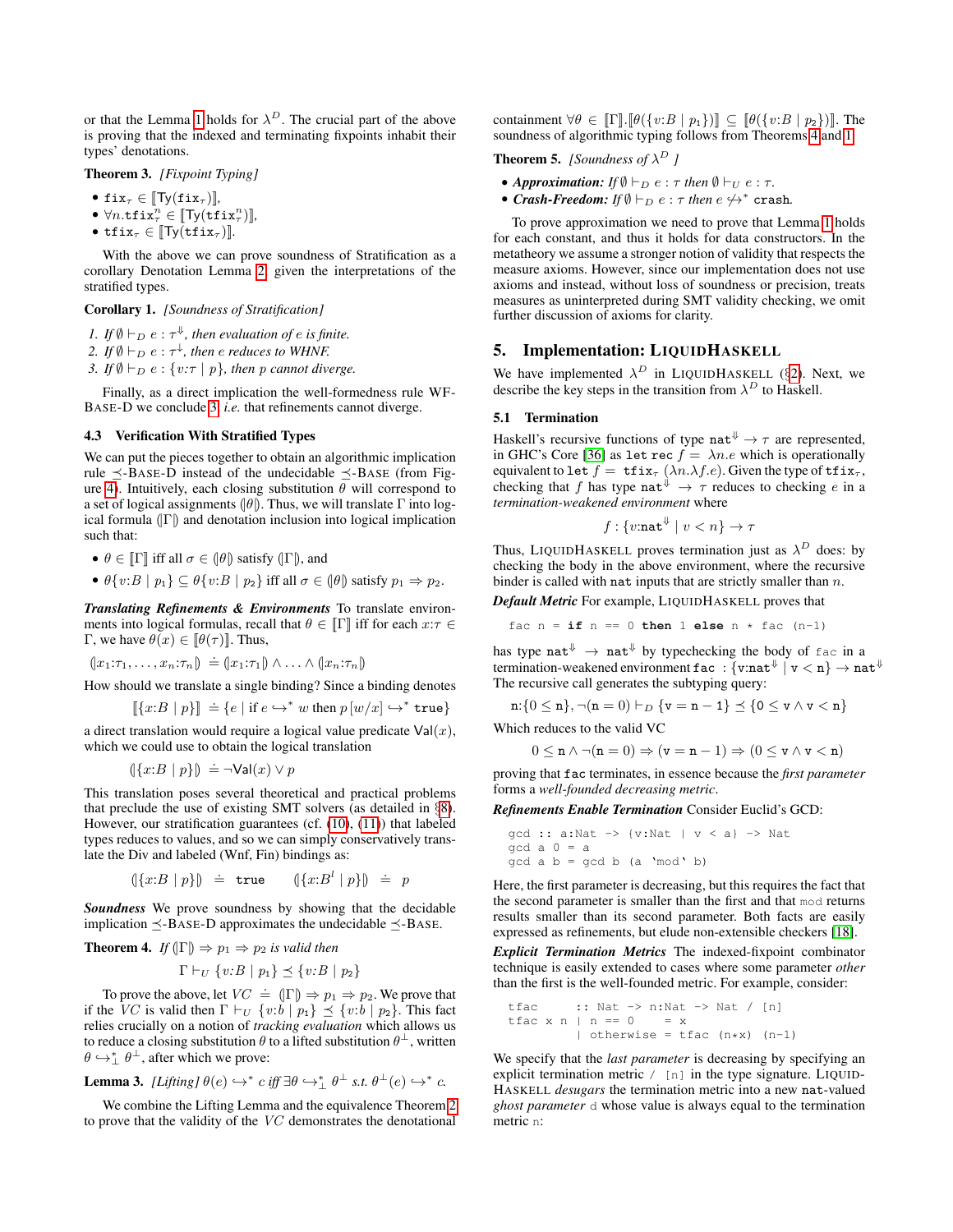or that the Lemma 1 holds for $\lambda^D$. The crucial part of the above is proving that the indexed and terminating fixpoints inhabit their types' denotations.

**Theorem 3.** *[Fixpoint Typing]*

- $\texttt{fix}_\tau \in [\![\mathsf{Ty}(\texttt{fix}_\tau)]\!]$,
- $\forall n.\texttt{tfix}^n_\tau \in [\![\mathsf{Ty}(\texttt{tfix}^n_\tau)]\!]$,
- $\texttt{tfix}_\tau \in [\![\mathsf{Ty}(\texttt{tfix}_\tau)]\!]$.

With the above we can prove soundness of Stratification as a corollary Denotation Lemma 2, given the interpretations of the stratified types.

**Corollary 1.** *[Soundness of Stratification]*

1. *If $\emptyset \vdash_D e : \tau^{\Downarrow}$, then evaluation of $e$ is finite.*
2. *If $\emptyset \vdash_D e : \tau^{\downarrow}$, then $e$ reduces to WHNF.*
3. *If $\emptyset \vdash_D e : \{v{:}\tau \mid p\}$, then $p$ cannot diverge.*

Finally, as a direct implication the well-formedness rule WF-BASE-D we conclude 3 *i.e.* that refinements cannot diverge.

### 4.3 Verification With Stratified Types

We can put the pieces together to obtain an algorithmic implication rule $\preceq$-BASE-D instead of the undecidable $\preceq$-BASE (from Figure 4). Intuitively, each closing substitution $\theta$ will correspond to a set of logical assignments $(\!|\theta|\!)$. Thus, we will translate $\Gamma$ into logical formula $(\!|\Gamma|\!)$ and denotation inclusion into logical implication such that:

- $\theta \in [\![\Gamma]\!]$ iff all $\sigma \in (\!|\theta|\!)$ satisfy $(\!|\Gamma|\!)$, and
- $\theta\{v{:}B \mid p_1\} \subseteq \theta\{v{:}B \mid p_2\}$ iff all $\sigma \in (\!|\theta|\!)$ satisfy $p_1 \Rightarrow p_2$.

***Translating Refinements & Environments*** To translate environments into logical formulas, recall that $\theta \in [\![\Gamma]\!]$ iff for each $x{:}\tau \in \Gamma$, we have $\theta(x) \in [\![\theta(\tau)]\!]$. Thus,

$$(\!|x_1{:}\tau_1, \ldots, x_n{:}\tau_n|\!) \doteq (\!|x_1{:}\tau_1|\!) \wedge \ldots \wedge (\!|x_n{:}\tau_n|\!)$$

How should we translate a single binding? Since a binding denotes

$$[\![\{x{:}B \mid p\}]\!] \doteq \{e \mid \text{if } e \hookrightarrow^* w \text{ then } p\,[w/x] \hookrightarrow^* \texttt{true}\}$$

a direct translation would require a logical value predicate $\mathsf{Val}(x)$, which we could use to obtain the logical translation

$$(\!|\{x{:}B \mid p\}|\!) \doteq \neg\mathsf{Val}(x) \vee p$$

This translation poses several theoretical and practical problems that preclude the use of existing SMT solvers (as detailed in §8). However, our stratification guarantees (cf. (10), (11)) that labeled types reduces to values, and so we can simply conservatively translate the Div and labeled (Wnf, Fin) bindings as:

$$(\!|\{x{:}B \mid p\}|\!) \;\doteq\; \texttt{true} \qquad (\!|\{x{:}B^l \mid p\}|\!) \;\doteq\; p$$

***Soundness*** We prove soundness by showing that the decidable implication $\preceq$-BASE-D approximates the undecidable $\preceq$-BASE.

**Theorem 4.** *If $(\!|\Gamma|\!) \Rightarrow p_1 \Rightarrow p_2$ is valid then*

$$\Gamma \vdash_U \{v{:}B \mid p_1\} \preceq \{v{:}B \mid p_2\}$$

To prove the above, let $VC \doteq (\!|\Gamma|\!) \Rightarrow p_1 \Rightarrow p_2$. We prove that if the $VC$ is valid then $\Gamma \vdash_U \{v{:}b \mid p_1\} \preceq \{v{:}b \mid p_2\}$. This fact relies crucially on a notion of *tracking evaluation* which allows us to reduce a closing substitution $\theta$ to a lifted substitution $\theta^{\perp}$, written $\theta \hookrightarrow^*_{\perp} \theta^{\perp}$, after which we prove:

**Lemma 3.** *[Lifting] $\theta(e) \hookrightarrow^* c$ iff $\exists \theta \hookrightarrow^*_{\perp} \theta^{\perp}$ s.t. $\theta^{\perp}(e) \hookrightarrow^* c$.*

We combine the Lifting Lemma and the equivalence Theorem 2 to prove that the validity of the $VC$ demonstrates the denotational containment $\forall \theta \in [\![\Gamma]\!].[\![\theta(\{v{:}B \mid p_1\})]\!] \subseteq [\![\theta(\{v{:}B \mid p_2\})]\!]$. The soundness of algorithmic typing follows from Theorems 4 and 1.

**Theorem 5.** *[Soundness of $\lambda^D$ ]*

- ***Approximation:*** *If $\emptyset \vdash_D e : \tau$ then $\emptyset \vdash_U e : \tau$.*
- ***Crash-Freedom:*** *If $\emptyset \vdash_D e : \tau$ then $e \not\hookrightarrow^* \texttt{crash}$.*

To prove approximation we need to prove that Lemma 1 holds for each constant, and thus it holds for data constructors. In the metatheory we assume a stronger notion of validity that respects the measure axioms. However, since our implementation does not use axioms and instead, without loss of soundness or precision, treats measures as uninterpreted during SMT validity checking, we omit further discussion of axioms for clarity.

## 5. Implementation: LIQUIDHASKELL

We have implemented $\lambda^D$ in LIQUIDHASKELL (§2). Next, we describe the key steps in the transition from $\lambda^D$ to Haskell.

### 5.1 Termination

Haskell's recursive functions of type $\texttt{nat}^{\Downarrow} \to \tau$ are represented, in GHC's Core [36] as $\texttt{let rec}\ f = \lambda n.e$ which is operationally equivalent to $\texttt{let}\ f = \texttt{tfix}_\tau\ (\lambda n.\lambda f.e)$. Given the type of $\texttt{tfix}_\tau$, checking that $f$ has type $\texttt{nat}^{\Downarrow} \to \tau$ reduces to checking $e$ in a *termination-weakened environment* where

$$f : \{v{:}\texttt{nat}^{\Downarrow} \mid v < n\} \to \tau$$

Thus, LIQUIDHASKELL proves termination just as $\lambda^D$ does: by checking the body in the above environment, where the recursive binder is called with `nat` inputs that are strictly smaller than $n$.

***Default Metric*** For example, LIQUIDHASKELL proves that

```
fac n = if n == 0 then 1 else n * fac (n-1)
```

has type $\texttt{nat}^{\Downarrow} \to \texttt{nat}^{\Downarrow}$ by typechecking the body of `fac` in a termination-weakened environment $\texttt{fac} : \{\texttt{v}{:}\texttt{nat}^{\Downarrow} \mid \texttt{v} < \texttt{n}\} \to \texttt{nat}^{\Downarrow}$ The recursive call generates the subtyping query:

$$\texttt{n}{:}\{0 \leq \texttt{n}\}, \neg(\texttt{n} = 0) \vdash_D \{\texttt{v} = \texttt{n} - 1\} \preceq \{0 \leq \texttt{v} \wedge \texttt{v} < \texttt{n}\}$$

Which reduces to the valid VC

$$0 \leq \texttt{n} \wedge \neg(\texttt{n} = 0) \Rightarrow (\texttt{v} = \texttt{n} - 1) \Rightarrow (0 \leq \texttt{v} \wedge \texttt{v} < \texttt{n})$$

proving that `fac` terminates, in essence because the *first parameter* forms a *well-founded decreasing metric*.

***Refinements Enable Termination*** Consider Euclid's GCD:

```
gcd :: a:Nat -> {v:Nat | v < a} -> Nat
gcd a 0 = a
gcd a b = gcd b (a `mod` b)
```

Here, the first parameter is decreasing, but this requires the fact that the second parameter is smaller than the first and that `mod` returns results smaller than its second parameter. Both facts are easily expressed as refinements, but elude non-extensible checkers [18].

***Explicit Termination Metrics*** The indexed-fixpoint combinator technique is easily extended to cases where some parameter *other* than the first is the well-founded metric. For example, consider:

```
tfac     :: Nat -> n:Nat -> Nat / [n]
tfac x n | n == 0    = x
         | otherwise = tfac (n*x) (n-1)
```

We specify that the *last parameter* is decreasing by specifying an explicit termination metric `/ [n]` in the type signature. LIQUIDHASKELL *desugars* the termination metric into a new `nat`-valued *ghost parameter* `d` whose value is always equal to the termination metric `n`: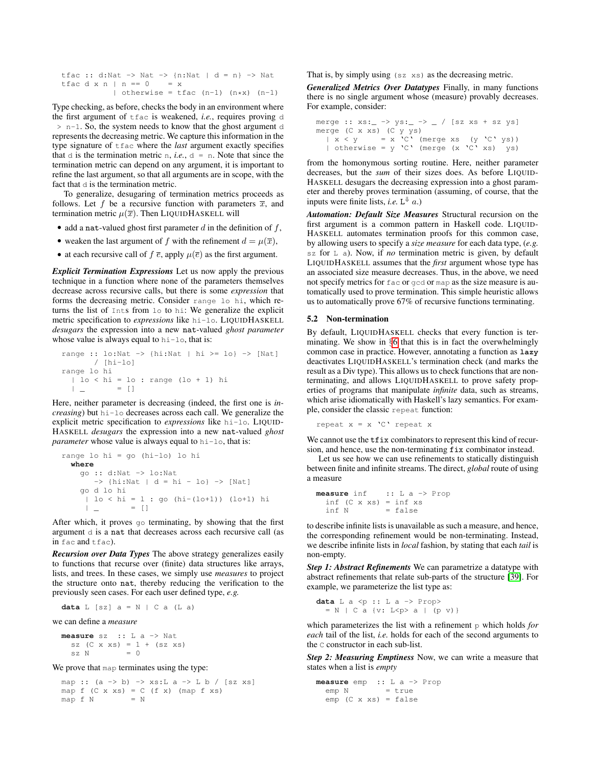```
tfac :: d:Nat -> Nat -> {n:Nat | d = n} -> Nat
tfac d x n | n == 0    = x
           | otherwise = tfac (n-1) (n*x) (n-1)
```

Type checking, as before, checks the body in an environment where the first argument of `tfac` is weakened, *i.e.*, requires proving `d > n-1`. So, the system needs to know that the ghost argument `d` represents the decreasing metric. We capture this information in the type signature of `tfac` where the *last* argument exactly specifies that `d` is the termination metric `n`, *i.e.*, `d = n`. Note that since the termination metric can depend on any argument, it is important to refine the last argument, so that all arguments are in scope, with the fact that `d` is the termination metric.

To generalize, desugaring of termination metrics proceeds as follows. Let $f$ be a recursive function with parameters $\overline{x}$, and termination metric $\mu(\overline{x})$. Then LIQUIDHASKELL will

- add a **nat**-valued ghost first parameter $d$ in the definition of $f$,
- weaken the last argument of $f$ with the refinement $d = \mu(\overline{x})$,
- at each recursive call of $f\ \overline{e}$, apply $\mu(\overline{e})$ as the first argument.

***Explicit Termination Expressions*** Let us now apply the previous technique in a function where none of the parameters themselves decrease across recursive calls, but there is some *expression* that forms the decreasing metric. Consider `range lo hi`, which returns the list of `Int`s from `lo` to `hi`: We generalize the explicit metric specification to *expressions* like `hi-lo`. LIQUIDHASKELL *desugars* the expression into a new **nat**-valued *ghost parameter* whose value is always equal to `hi-lo`, that is:

```
range :: lo:Nat -> {hi:Nat | hi >= lo} -> [Nat]
      / [hi-lo]
range lo hi
  | lo < hi = lo : range (lo + 1) hi
  | _       = []
```

Here, neither parameter is decreasing (indeed, the first one is *increasing*) but `hi-lo` decreases across each call. We generalize the explicit metric specification to *expressions* like `hi-lo`. LIQUIDHASKELL *desugars* the expression into a new **nat**-valued *ghost parameter* whose value is always equal to `hi-lo`, that is:

```
range lo hi = go (hi-lo) lo hi
  where
    go :: d:Nat -> lo:Nat
       -> {hi:Nat | d = hi - lo} -> [Nat]
    go d lo hi
     | lo < hi = l : go (hi-(lo+1)) (lo+1) hi
     | _       = []
```

After which, it proves `go` terminating, by showing that the first argument `d` is a **nat** that decreases across each recursive call (as in `fac` and `tfac`).

***Recursion over Data Types*** The above strategy generalizes easily to functions that recurse over (finite) data structures like arrays, lists, and trees. In these cases, we simply use *measures* to project the structure onto **nat**, thereby reducing the verification to the previously seen cases. For each user defined type, *e.g.*

```
data L [sz] a = N | C a (L a)
```

we can define a *measure*

```
measure sz  :: L a -> Nat
  sz (C x xs) = 1 + (sz xs)
  sz N        = 0
```

We prove that `map` terminates using the type:

```
map :: (a -> b) -> xs:L a -> L b / [sz xs]
map f (C x xs) = C (f x) (map f xs)
map f N        = N
```

That is, by simply using `(sz xs)` as the decreasing metric.

***Generalized Metrics Over Datatypes*** Finally, in many functions there is no single argument whose (measure) provably decreases. For example, consider:

```
merge :: xs:_ -> ys:_ -> _ / [sz xs + sz ys]
merge (C x xs) (C y ys)
  | x < y     = x `C` (merge xs  (y `C` ys))
  | otherwise = y `C` (merge (x `C` xs)  ys)
```

from the homonymous sorting routine. Here, neither parameter decreases, but the *sum* of their sizes does. As before LIQUIDHASKELL desugars the decreasing expression into a ghost parameter and thereby proves termination (assuming, of course, that the inputs were finite lists, *i.e.* $\mathtt{L}^{\Downarrow}\ a$.)

***Automation: Default Size Measures*** Structural recursion on the first argument is a common pattern in Haskell code. LIQUIDHASKELL automates termination proofs for this common case, by allowing users to specify a *size measure* for each data type, (*e.g.* `sz` for `L a`). Now, if *no* termination metric is given, by default LIQUIDHASKELL assumes that the *first* argument whose type has an associated size measure decreases. Thus, in the above, we need not specify metrics for `fac` or `gcd` or `map` as the size measure is automatically used to prove termination. This simple heuristic allows us to automatically prove 67% of recursive functions terminating.

### 5.2 Non-termination

By default, LIQUIDHASKELL checks that every function is terminating. We show in §6 that this is in fact the overwhelmingly common case in practice. However, annotating a function as **lazy** deactivates LIQUIDHASKELL's termination check (and marks the result as a Div type). This allows us to check functions that are non-terminating, and allows LIQUIDHASKELL to prove safety properties of programs that manipulate *infinite* data, such as streams, which arise idiomatically with Haskell's lazy semantics. For example, consider the classic `repeat` function:

```
repeat x = x `C` repeat x
```

We cannot use the **tfix** combinators to represent this kind of recursion, and hence, use the non-terminating **fix** combinator instead.

Let us see how we can use refinements to statically distinguish between finite and infinite streams. The direct, *global* route of using a measure

```
measure inf     :: L a -> Prop
  inf (C x xs) = inf xs
  inf N        = false
```

to describe infinite lists is unavailable as such a measure, and hence, the corresponding refinement would be non-terminating. Instead, we describe infinite lists in *local* fashion, by stating that each *tail* is non-empty.

***Step 1: Abstract Refinements*** We can parametrize a datatype with abstract refinements that relate sub-parts of the structure [39]. For example, we parameterize the list type as:

```
data L a <p :: L a -> Prop>
  = N | C a {v: L<p> a | (p v)}
```

which parameterizes the list with a refinement `p` which holds *for each* tail of the list, *i.e.* holds for each of the second arguments to the `C` constructor in each sub-list.

***Step 2: Measuring Emptiness*** Now, we can write a measure that states when a list is *empty*

```
measure emp  :: L a -> Prop
  emp N        = true
  emp (C x xs) = false
```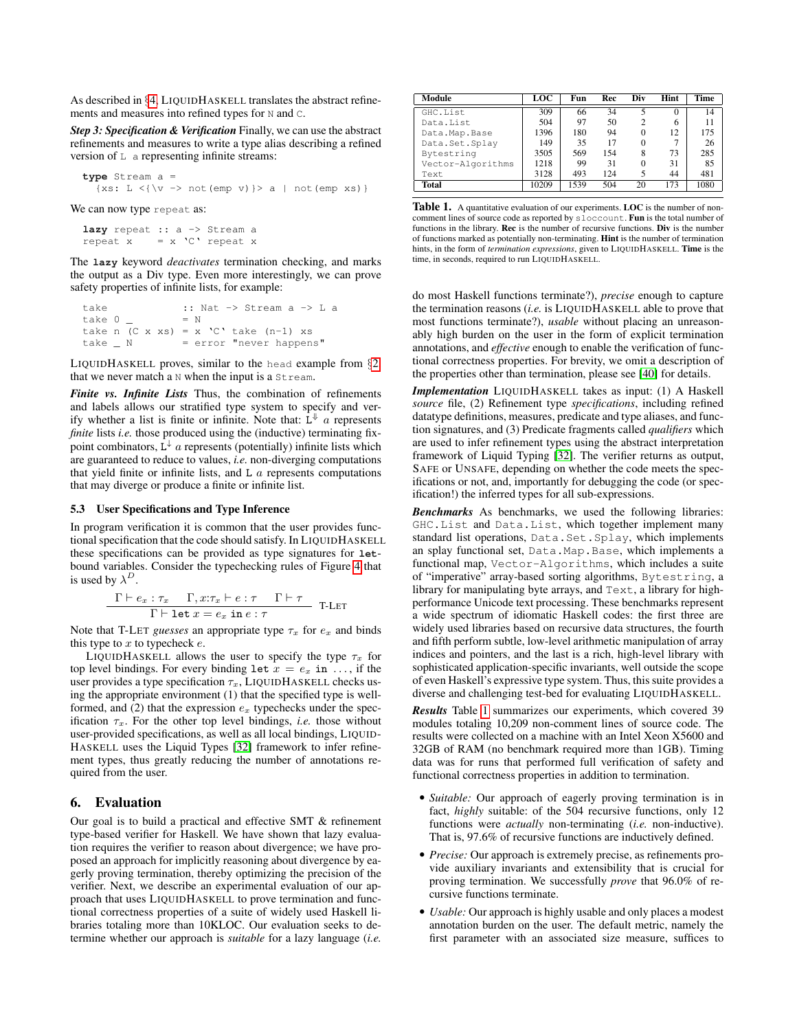As described in §4, LIQUIDHASKELL translates the abstract refinements and measures into refined types for `N` and `C`.

***Step 3: Specification & Verification*** Finally, we can use the abstract refinements and measures to write a type alias describing a refined version of `L a` representing infinite streams:

```
type Stream a =
  {xs: L <{\v -> not(emp v)}> a | not(emp xs)}
```

We can now type `repeat` as:

```
lazy repeat :: a -> Stream a
repeat x    = x `C` repeat x
```

The **`lazy`** keyword *deactivates* termination checking, and marks the output as a Div type. Even more interestingly, we can prove safety properties of infinite lists, for example:

```
take            :: Nat -> Stream a -> L a
take 0 _        = N
take n (C x xs) = x `C` take (n-1) xs
take _ N        = error "never happens"
```

LIQUIDHASKELL proves, similar to the `head` example from §2, that we never match a `N` when the input is a `Stream`.

***Finite vs. Infinite Lists*** Thus, the combination of refinements and labels allows our stratified type system to specify and verify whether a list is finite or infinite. Note that: $\mathtt{L}^{\Downarrow}\ a$ represents *finite* lists *i.e.* those produced using the (inductive) terminating fixpoint combinators, $\mathtt{L}^{\downarrow}\ a$ represents (potentially) infinite lists which are guaranteed to reduce to values, *i.e.* non-diverging computations that yield finite or infinite lists, and $\mathtt{L}\ a$ represents computations that may diverge or produce a finite or infinite list.

### 5.3 User Specifications and Type Inference

In program verification it is common that the user provides functional specification that the code should satisfy. In LIQUIDHASKELL these specifications can be provided as type signatures for **let**-bound variables. Consider the typechecking rules of Figure 4 that is used by $\lambda^D$.

$$\frac{\Gamma \vdash e_x : \tau_x \qquad \Gamma, x{:}\tau_x \vdash e : \tau \qquad \Gamma \vdash \tau}{\Gamma \vdash \mathtt{let}\ x = e_x\ \mathtt{in}\ e : \tau}\ \textsc{T-Let}$$

Note that T-LET *guesses* an appropriate type $\tau_x$ for $e_x$ and binds this type to $x$ to typecheck $e$.

LIQUIDHASKELL allows the user to specify the type $\tau_x$ for top level bindings. For every binding $\mathtt{let}\ x = e_x\ \mathtt{in}\ \ldots$, if the user provides a type specification $\tau_x$, LIQUIDHASKELL checks using the appropriate environment (1) that the specified type is well-formed, and (2) that the expression $e_x$ typechecks under the specification $\tau_x$. For the other top level bindings, *i.e.* those without user-provided specifications, as well as all local bindings, LIQUIDHASKELL uses the Liquid Types [32] framework to infer refinement types, thus greatly reducing the number of annotations required from the user.

## 6. Evaluation

Our goal is to build a practical and effective SMT & refinement type-based verifier for Haskell. We have shown that lazy evaluation requires the verifier to reason about divergence; we have proposed an approach for implicitly reasoning about divergence by eagerly proving termination, thereby optimizing the precision of the verifier. Next, we describe an experimental evaluation of our approach that uses LIQUIDHASKELL to prove termination and functional correctness properties of a suite of widely used Haskell libraries totaling more than 10KLOC. Our evaluation seeks to determine whether our approach is *suitable* for a lazy language (*i.e.* do most Haskell functions terminate?), *precise* enough to capture the termination reasons (*i.e.* is LIQUIDHASKELL able to prove that most functions terminate?), *usable* without placing an unreasonably high burden on the user in the form of explicit termination annotations, and *effective* enough to enable the verification of functional correctness properties. For brevity, we omit a description of the properties other than termination, please see [40] for details.

| Module | LOC | Fun | Rec | Div | Hint | Time |
|---|---|---|---|---|---|---|
| GHC.List | 309 | 66 | 34 | 5 | 0 | 14 |
| Data.List | 504 | 97 | 50 | 2 | 6 | 11 |
| Data.Map.Base | 1396 | 180 | 94 | 0 | 12 | 175 |
| Data.Set.Splay | 149 | 35 | 17 | 0 | 7 | 26 |
| Bytestring | 3505 | 569 | 154 | 8 | 73 | 285 |
| Vector-Algorithms | 1218 | 99 | 31 | 0 | 31 | 85 |
| Text | 3128 | 493 | 124 | 5 | 44 | 481 |
| **Total** | 10209 | 1539 | 504 | 20 | 173 | 1080 |

**Table 1.** A quantitative evaluation of our experiments. **LOC** is the number of non-comment lines of source code as reported by `sloccount`. **Fun** is the total number of functions in the library. **Rec** is the number of recursive functions. **Div** is the number of functions marked as potentially non-terminating. **Hint** is the number of termination hints, in the form of *termination expressions*, given to LIQUIDHASKELL. **Time** is the time, in seconds, required to run LIQUIDHASKELL.

***Implementation*** LIQUIDHASKELL takes as input: (1) A Haskell *source* file, (2) Refinement type *specifications*, including refined datatype definitions, measures, predicate and type aliases, and function signatures, and (3) Predicate fragments called *qualifiers* which are used to infer refinement types using the abstract interpretation framework of Liquid Typing [32]. The verifier returns as output, SAFE or UNSAFE, depending on whether the code meets the specifications or not, and, importantly for debugging the code (or specification!) the inferred types for all sub-expressions.

***Benchmarks*** As benchmarks, we used the following libraries: `GHC.List` and `Data.List`, which together implement many standard list operations, `Data.Set.Splay`, which implements an splay functional set, `Data.Map.Base`, which implements a functional map, `Vector-Algorithms`, which includes a suite of "imperative" array-based sorting algorithms, `Bytestring`, a library for manipulating byte arrays, and `Text`, a library for high-performance Unicode text processing. These benchmarks represent a wide spectrum of idiomatic Haskell codes: the first three are widely used libraries based on recursive data structures, the fourth and fifth perform subtle, low-level arithmetic manipulation of array indices and pointers, and the last is a rich, high-level library with sophisticated application-specific invariants, well outside the scope of even Haskell's expressive type system. Thus, this suite provides a diverse and challenging test-bed for evaluating LIQUIDHASKELL.

***Results*** Table 1 summarizes our experiments, which covered 39 modules totaling 10,209 non-comment lines of source code. The results were collected on a machine with an Intel Xeon X5600 and 32GB of RAM (no benchmark required more than 1GB). Timing data was for runs that performed full verification of safety and functional correctness properties in addition to termination.

- *Suitable:* Our approach of eagerly proving termination is in fact, *highly* suitable: of the 504 recursive functions, only 12 functions were *actually* non-terminating (*i.e.* non-inductive). That is, 97.6% of recursive functions are inductively defined.
- *Precise:* Our approach is extremely precise, as refinements provide auxiliary invariants and extensibility that is crucial for proving termination. We successfully *prove* that 96.0% of recursive functions terminate.
- *Usable:* Our approach is highly usable and only places a modest annotation burden on the user. The default metric, namely the first parameter with an associated size measure, suffices to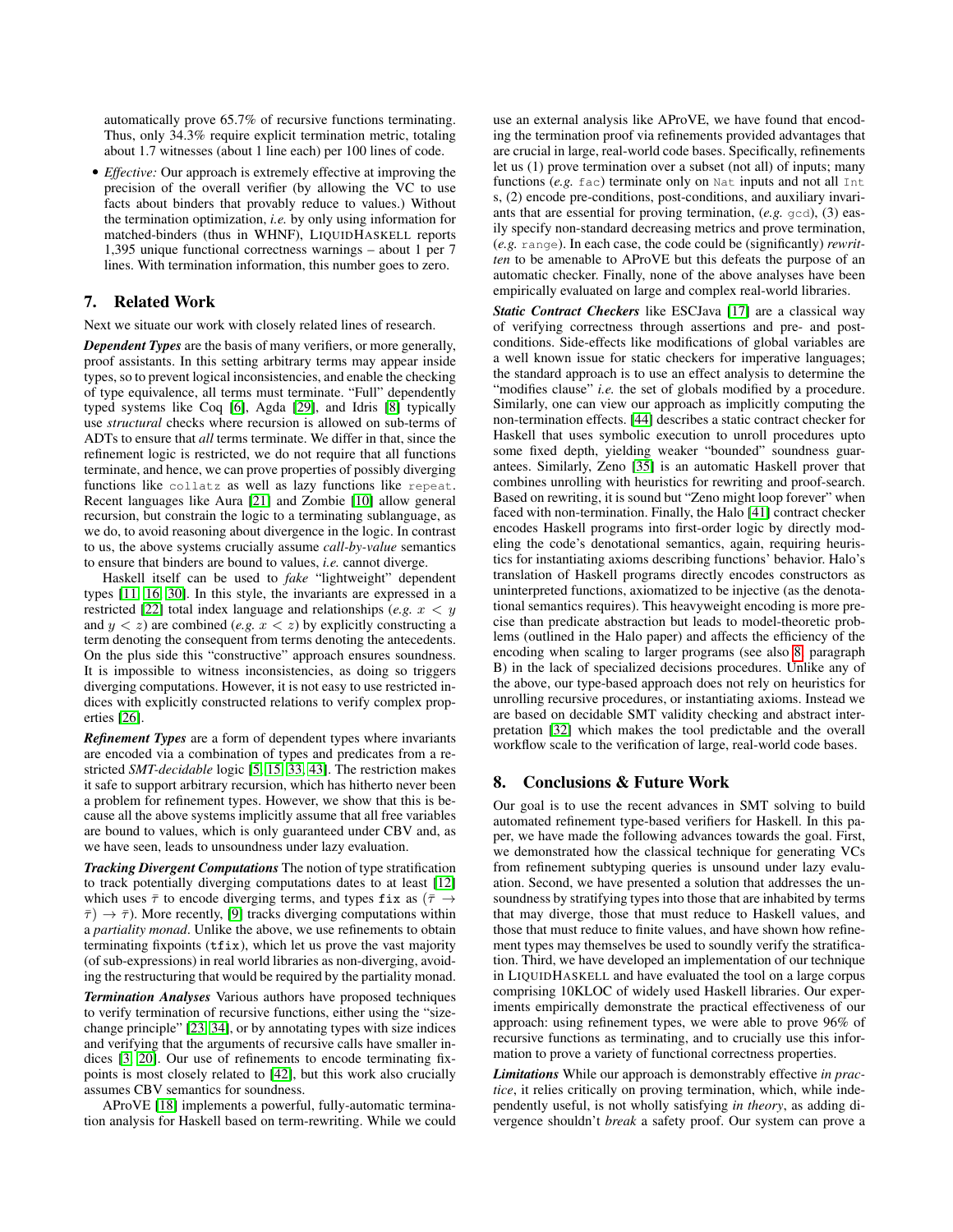automatically prove 65.7% of recursive functions terminating. Thus, only 34.3% require explicit termination metric, totaling about 1.7 witnesses (about 1 line each) per 100 lines of code.

- *Effective:* Our approach is extremely effective at improving the precision of the overall verifier (by allowing the VC to use facts about binders that provably reduce to values.) Without the termination optimization, *i.e.* by only using information for matched-binders (thus in WHNF), LIQUIDHASKELL reports 1,395 unique functional correctness warnings – about 1 per 7 lines. With termination information, this number goes to zero.

## 7. Related Work

Next we situate our work with closely related lines of research.

***Dependent Types*** are the basis of many verifiers, or more generally, proof assistants. In this setting arbitrary terms may appear inside types, so to prevent logical inconsistencies, and enable the checking of type equivalence, all terms must terminate. "Full" dependently typed systems like Coq [6], Agda [29], and Idris [8] typically use *structural* checks where recursion is allowed on sub-terms of ADTs to ensure that *all* terms terminate. We differ in that, since the refinement logic is restricted, we do not require that all functions terminate, and hence, we can prove properties of possibly diverging functions like `collatz` as well as lazy functions like `repeat`. Recent languages like Aura [21] and Zombie [10] allow general recursion, but constrain the logic to a terminating sublanguage, as we do, to avoid reasoning about divergence in the logic. In contrast to us, the above systems crucially assume *call-by-value* semantics to ensure that binders are bound to values, *i.e.* cannot diverge.

Haskell itself can be used to *fake* "lightweight" dependent types [11, 16, 30]. In this style, the invariants are expressed in a restricted [22] total index language and relationships (*e.g.* $x < y$ and $y < z$) are combined (*e.g.* $x < z$) by explicitly constructing a term denoting the consequent from terms denoting the antecedents. On the plus side this "constructive" approach ensures soundness. It is impossible to witness inconsistencies, as doing so triggers diverging computations. However, it is not easy to use restricted indices with explicitly constructed relations to verify complex properties [26].

***Refinement Types*** are a form of dependent types where invariants are encoded via a combination of types and predicates from a restricted *SMT-decidable* logic [5, 15, 33, 43]. The restriction makes it safe to support arbitrary recursion, which has hitherto never been a problem for refinement types. However, we show that this is because all the above systems implicitly assume that all free variables are bound to values, which is only guaranteed under CBV and, as we have seen, leads to unsoundness under lazy evaluation.

***Tracking Divergent Computations*** The notion of type stratification to track potentially diverging computations dates to at least [12] which uses $\bar{\tau}$ to encode diverging terms, and types `fix` as $(\bar{\tau} \rightarrow \bar{\tau}) \rightarrow \bar{\tau}$). More recently, [9] tracks diverging computations within a *partiality monad*. Unlike the above, we use refinements to obtain terminating fixpoints (`tfix`), which let us prove the vast majority (of sub-expressions) in real world libraries as non-diverging, avoiding the restructuring that would be required by the partiality monad.

***Termination Analyses*** Various authors have proposed techniques to verify termination of recursive functions, either using the "size-change principle" [23, 34], or by annotating types with size indices and verifying that the arguments of recursive calls have smaller indices [3, 20]. Our use of refinements to encode terminating fixpoints is most closely related to [42], but this work also crucially assumes CBV semantics for soundness.

APro VE [18] implements a powerful, fully-automatic termination analysis for Haskell based on term-rewriting. While we could use an external analysis like AProVE, we have found that encoding the termination proof via refinements provided advantages that are crucial in large, real-world code bases. Specifically, refinements let us (1) prove termination over a subset (not all) of inputs; many functions (*e.g.* `fac`) terminate only on `Nat` inputs and not all `Int` s, (2) encode pre-conditions, post-conditions, and auxiliary invariants that are essential for proving termination, (*e.g.* `gcd`), (3) easily specify non-standard decreasing metrics and prove termination, (*e.g.* `range`). In each case, the code could be (significantly) *rewritten* to be amenable to AProVE but this defeats the purpose of an automatic checker. Finally, none of the above analyses have been empirically evaluated on large and complex real-world libraries.

***Static Contract Checkers*** like ESCJava [17] are a classical way of verifying correctness through assertions and pre- and post-conditions. Side-effects like modifications of global variables are a well known issue for static checkers for imperative languages; the standard approach is to use an effect analysis to determine the "modifies clause" *i.e.* the set of globals modified by a procedure. Similarly, one can view our approach as implicitly computing the non-termination effects. [44] describes a static contract checker for Haskell that uses symbolic execution to unroll procedures upto some fixed depth, yielding weaker "bounded" soundness guarantees. Similarly, Zeno [35] is an automatic Haskell prover that combines unrolling with heuristics for rewriting and proof-search. Based on rewriting, it is sound but "Zeno might loop forever" when faced with non-termination. Finally, the Halo [41] contract checker encodes Haskell programs into first-order logic by directly modeling the code's denotational semantics, again, requiring heuristics for instantiating axioms describing functions' behavior. Halo's translation of Haskell programs directly encodes constructors as uninterpreted functions, axiomatized to be injective (as the denotational semantics requires). This heavyweight encoding is more precise than predicate abstraction but leads to model-theoretic problems (outlined in the Halo paper) and affects the efficiency of the encoding when scaling to larger programs (see also 8, paragraph B) in the lack of specialized decisions procedures. Unlike any of the above, our type-based approach does not rely on heuristics for unrolling recursive procedures, or instantiating axioms. Instead we are based on decidable SMT validity checking and abstract interpretation [32] which makes the tool predictable and the overall workflow scale to the verification of large, real-world code bases.

## 8. Conclusions & Future Work

Our goal is to use the recent advances in SMT solving to build automated refinement type-based verifiers for Haskell. In this paper, we have made the following advances towards the goal. First, we demonstrated how the classical technique for generating VCs from refinement subtyping queries is unsound under lazy evaluation. Second, we have presented a solution that addresses the unsoundness by stratifying types into those that are inhabited by terms that may diverge, those that must reduce to Haskell values, and those that must reduce to finite values, and have shown how refinement types may themselves be used to soundly verify the stratification. Third, we have developed an implementation of our technique in LIQUIDHASKELL and have evaluated the tool on a large corpus comprising 10KLOC of widely used Haskell libraries. Our experiments empirically demonstrate the practical effectiveness of our approach: using refinement types, we were able to prove 96% of recursive functions as terminating, and to crucially use this information to prove a variety of functional correctness properties.

***Limitations*** While our approach is demonstrably effective *in practice*, it relies critically on proving termination, which, while independently useful, is not wholly satisfying *in theory*, as adding divergence shouldn't *break* a safety proof. Our system can prove a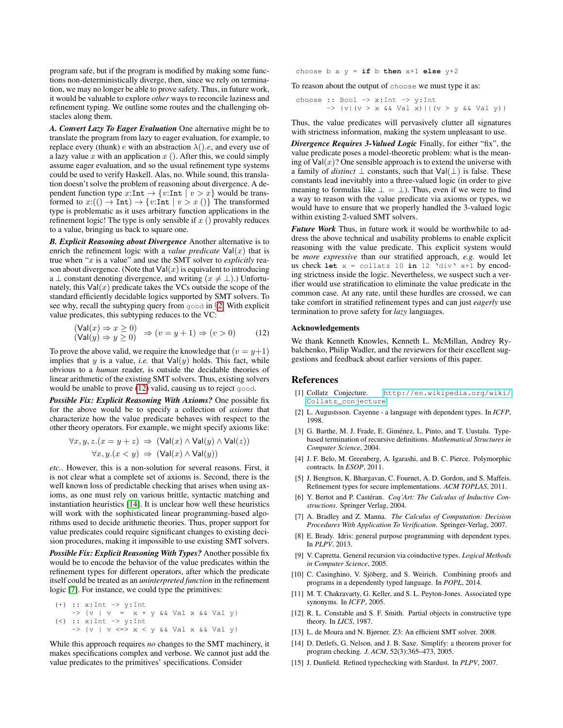program safe, but if the program is modified by making some functions non-deterministically diverge, then, since we rely on termination, we may no longer be able to prove safety. Thus, in future work, it would be valuable to explore *other* ways to reconcile laziness and refinement typing. We outline some routes and the challenging obstacles along them.

***A. Convert Lazy To Eager Evaluation*** One alternative might be to translate the program from lazy to eager evaluation, for example, to replace every (thunk) $e$ with an abstraction $\lambda().e$, and every use of a lazy value $x$ with an application $x\ ()$. After this, we could simply assume eager evaluation, and so the usual refinement type systems could be used to verify Haskell. Alas, no. While sound, this translation doesn't solve the problem of reasoning about divergence. A dependent function type $x{:}\texttt{Int} \rightarrow \{v{:}\texttt{Int} \mid v > x\}$ would be transformed to $x{:}(() \rightarrow \texttt{Int}) \rightarrow \{v{:}\texttt{Int} \mid v > x\ ()\}$ The transformed type is problematic as it uses arbitrary function applications in the refinement logic! The type is only sensible if $x\ ()$ provably reduces to a value, bringing us back to square one.

***B. Explicit Reasoning about Divergence*** Another alternative is to enrich the refinement logic with a *value predicate* $\mathsf{Val}(x)$ that is true when "$x$ is a value" and use the SMT solver to *explicitly* reason about divergence. (Note that $\mathsf{Val}(x)$ is equivalent to introducing a $\bot$ constant denoting divergence, and writing $(x \neq \bot)$.) Unfortunately, this $\mathsf{Val}(x)$ predicate takes the VCs outside the scope of the standard efficiently decidable logics supported by SMT solvers. To see why, recall the subtyping query from `good` in §2. With explicit value predicates, this subtyping reduces to the VC:

$$\begin{array}{l}(\mathsf{Val}(x) \Rightarrow x \geq 0) \\ (\mathsf{Val}(y) \Rightarrow y \geq 0)\end{array} \Rightarrow (v = y + 1) \Rightarrow (v > 0) \qquad (12)$$

To prove the above valid, we require the knowledge that $(v = y+1)$ implies that $y$ is a value, *i.e.* that $\mathsf{Val}(y)$ holds. This fact, while obvious to a *human* reader, is outside the decidable theories of linear arithmetic of the existing SMT solvers. Thus, existing solvers would be unable to prove (12) valid, causing us to reject `good`.

***Possible Fix: Explicit Reasoning With Axioms?*** One possible fix for the above would be to specify a collection of *axioms* that characterize how the value predicate behaves with respect to the other theory operators. For example, we might specify axioms like:

$$\forall x, y, z.(x = y + z) \;\Rightarrow\; (\mathsf{Val}(x) \wedge \mathsf{Val}(y) \wedge \mathsf{Val}(z))$$
$$\forall x, y.(x < y) \;\Rightarrow\; (\mathsf{Val}(x) \wedge \mathsf{Val}(y))$$

*etc.*. However, this is a non-solution for several reasons. First, it is not clear what a complete set of axioms is. Second, there is the well known loss of predictable checking that arises when using axioms, as one must rely on various brittle, syntactic matching and instantiation heuristics [14]. It is unclear how well these heuristics will work with the sophisticated linear programming-based algorithms used to decide arithmetic theories. Thus, proper support for value predicates could require significant changes to existing decision procedures, making it impossible to use existing SMT solvers.

***Possible Fix: Explicit Reasoning With Types?*** Another possible fix would be to encode the behavior of the value predicates within the refinement types for different operators, after which the predicate itself could be treated as an *uninterpreted function* in the refinement logic [7]. For instance, we could type the primitives:

```
(+) :: x:Int -> y:Int
    -> {v | v  =  x + y && Val x && Val y}
(<) :: x:Int -> y:Int
    -> {v | v <=> x < y && Val x && Val y}
```

While this approach requires *no* changes to the SMT machinery, it makes specifications complex and verbose. We cannot just add the value predicates to the primitives' specifications. Consider

```
choose b x y = if b then x+1 else y+2
```

To reason about the output of `choose` we must type it as:

```
choose :: Bool -> x:Int -> y:Int
       -> {v|(v > x && Val x)||(v > y && Val y)}
```

Thus, the value predicates will pervasively clutter all signatures with strictness information, making the system unpleasant to use.

***Divergence Requires 3-Valued Logic*** Finally, for either "fix", the value predicate poses a model-theoretic problem: what is the meaning of $\mathsf{Val}(x)$? One sensible approach is to extend the universe with a family of *distinct* $\bot$ constants, such that $\mathsf{Val}(\bot)$ is false. These constants lead inevitably into a three-valued logic (in order to give meaning to formulas like $\bot = \bot$). Thus, even if we were to find a way to reason with the value predicate via axioms or types, we would have to ensure that we properly handled the 3-valued logic within existing 2-valued SMT solvers.

***Future Work*** Thus, in future work it would be worthwhile to address the above technical and usability problems to enable explicit reasoning with the value predicate. This explicit system would be *more expressive* than our stratified approach, *e.g.* would let us check `let x = collatz 10 in 12 `div` x+1` by encoding strictness inside the logic. Nevertheless, we suspect such a verifier would use stratification to eliminate the value predicate in the common case. At any rate, until these hurdles are crossed, we can take comfort in stratified refinement types and can just *eagerly* use termination to prove safety for *lazy* languages.

#### Acknowledgements

We thank Kenneth Knowles, Kenneth L. McMillan, Andrey Rybalchenko, Philip Wadler, and the reviewers for their excellent suggestions and feedback about earlier versions of this paper.

## References

[1] Collatz Conjecture. http://en.wikipedia.org/wiki/Collatz_conjecture.

[2] L. Augustsson. Cayenne - a language with dependent types. In *ICFP*, 1998.

[3] G. Barthe, M. J. Frade, E. Giménez, L. Pinto, and T. Uustalu. Type-based termination of recursive definitions. *Mathematical Structures in Computer Science*, 2004.

[4] J. F. Belo, M. Greenberg, A. Igarashi, and B. C. Pierce. Polymorphic contracts. In *ESOP*, 2011.

[5] J. Bengtson, K. Bhargavan, C. Fournet, A. D. Gordon, and S. Maffeis. Refinement types for secure implementations. *ACM TOPLAS*, 2011.

[6] Y. Bertot and P. Castéran. *Coq'Art: The Calculus of Inductive Constructions*. Springer Verlag, 2004.

[7] A. Bradley and Z. Manna. *The Calculus of Computation: Decision Procedures With Application To Verification*. Springer-Verlag, 2007.

[8] E. Brady. Idris: general purpose programming with dependent types. In *PLPV*, 2013.

[9] V. Capretta. General recursion via coinductive types. *Logical Methods in Computer Science*, 2005.

[10] C. Casinghino, V. Sjöberg, and S. Weirich. Combining proofs and programs in a dependently typed language. In *POPL*, 2014.

[11] M. T. Chakravarty, G. Keller, and S. L. Peyton-Jones. Associated type synonyms. In *ICFP*, 2005.

[12] R. L. Constable and S. F. Smith. Partial objects in constructive type theory. In *LICS*, 1987.

[13] L. de Moura and N. Bjørner. Z3: An efficient SMT solver. 2008.

[14] D. Detlefs, G. Nelson, and J. B. Saxe. Simplify: a theorem prover for program checking. *J. ACM*, 52(3):365–473, 2005.

[15] J. Dunfield. Refined typechecking with Stardust. In *PLPV*, 2007.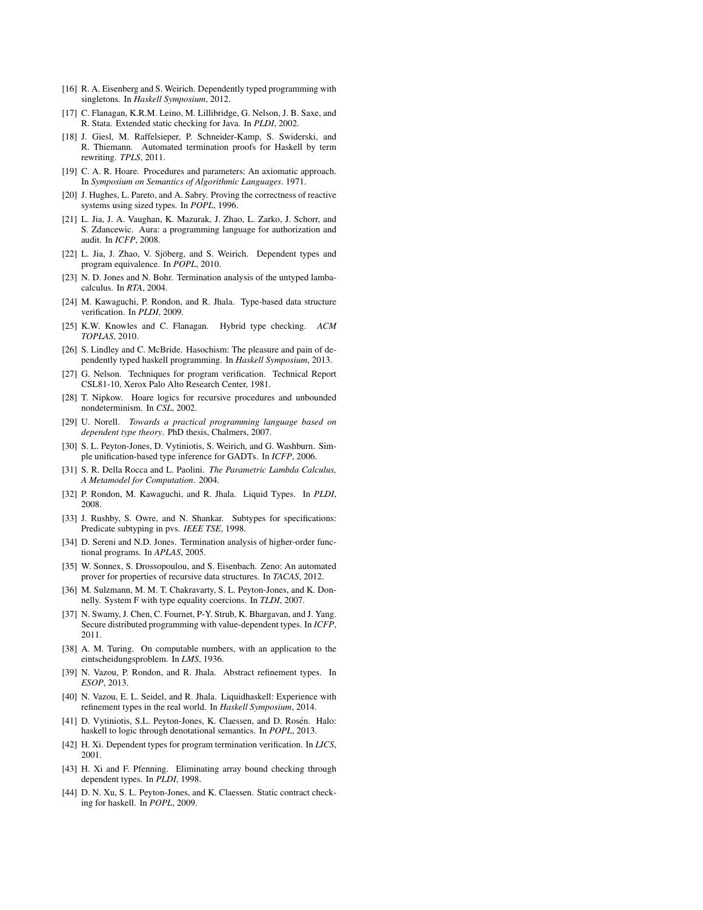[16] R. A. Eisenberg and S. Weirich. Dependently typed programming with singletons. In *Haskell Symposium*, 2012.

[17] C. Flanagan, K.R.M. Leino, M. Lillibridge, G. Nelson, J. B. Saxe, and R. Stata. Extended static checking for Java. In *PLDI*, 2002.

[18] J. Giesl, M. Raffelsieper, P. Schneider-Kamp, S. Swiderski, and R. Thiemann. Automated termination proofs for Haskell by term rewriting. *TPLS*, 2011.

[19] C. A. R. Hoare. Procedures and parameters: An axiomatic approach. In *Symposium on Semantics of Algorithmic Languages*. 1971.

[20] J. Hughes, L. Pareto, and A. Sabry. Proving the correctness of reactive systems using sized types. In *POPL*, 1996.

[21] L. Jia, J. A. Vaughan, K. Mazurak, J. Zhao, L. Zarko, J. Schorr, and S. Zdancewic. Aura: a programming language for authorization and audit. In *ICFP*, 2008.

[22] L. Jia, J. Zhao, V. Sjöberg, and S. Weirich. Dependent types and program equivalence. In *POPL*, 2010.

[23] N. D. Jones and N. Bohr. Termination analysis of the untyped lamba-calculus. In *RTA*, 2004.

[24] M. Kawaguchi, P. Rondon, and R. Jhala. Type-based data structure verification. In *PLDI*, 2009.

[25] K.W. Knowles and C. Flanagan. Hybrid type checking. *ACM TOPLAS*, 2010.

[26] S. Lindley and C. McBride. Hasochism: The pleasure and pain of dependently typed haskell programming. In *Haskell Symposium*, 2013.

[27] G. Nelson. Techniques for program verification. Technical Report CSL81-10, Xerox Palo Alto Research Center, 1981.

[28] T. Nipkow. Hoare logics for recursive procedures and unbounded nondeterminism. In *CSL*, 2002.

[29] U. Norell. *Towards a practical programming language based on dependent type theory*. PhD thesis, Chalmers, 2007.

[30] S. L. Peyton-Jones, D. Vytiniotis, S. Weirich, and G. Washburn. Simple unification-based type inference for GADTs. In *ICFP*, 2006.

[31] S. R. Della Rocca and L. Paolini. *The Parametric Lambda Calculus, A Metamodel for Computation*. 2004.

[32] P. Rondon, M. Kawaguchi, and R. Jhala. Liquid Types. In *PLDI*, 2008.

[33] J. Rushby, S. Owre, and N. Shankar. Subtypes for specifications: Predicate subtyping in pvs. *IEEE TSE*, 1998.

[34] D. Sereni and N.D. Jones. Termination analysis of higher-order functional programs. In *APLAS*, 2005.

[35] W. Sonnex, S. Drossopoulou, and S. Eisenbach. Zeno: An automated prover for properties of recursive data structures. In *TACAS*, 2012.

[36] M. Sulzmann, M. M. T. Chakravarty, S. L. Peyton-Jones, and K. Donnelly. System F with type equality coercions. In *TLDI*, 2007.

[37] N. Swamy, J. Chen, C. Fournet, P-Y. Strub, K. Bhargavan, and J. Yang. Secure distributed programming with value-dependent types. In *ICFP*, 2011.

[38] A. M. Turing. On computable numbers, with an application to the eintscheidungsproblem. In *LMS*, 1936.

[39] N. Vazou, P. Rondon, and R. Jhala. Abstract refinement types. In *ESOP*, 2013.

[40] N. Vazou, E. L. Seidel, and R. Jhala. Liquidhaskell: Experience with refinement types in the real world. In *Haskell Symposium*, 2014.

[41] D. Vytiniotis, S.L. Peyton-Jones, K. Claessen, and D. Rosén. Halo: haskell to logic through denotational semantics. In *POPL*, 2013.

[42] H. Xi. Dependent types for program termination verification. In *LICS*, 2001.

[43] H. Xi and F. Pfenning. Eliminating array bound checking through dependent types. In *PLDI*, 1998.

[44] D. N. Xu, S. L. Peyton-Jones, and K. Claessen. Static contract checking for haskell. In *POPL*, 2009.